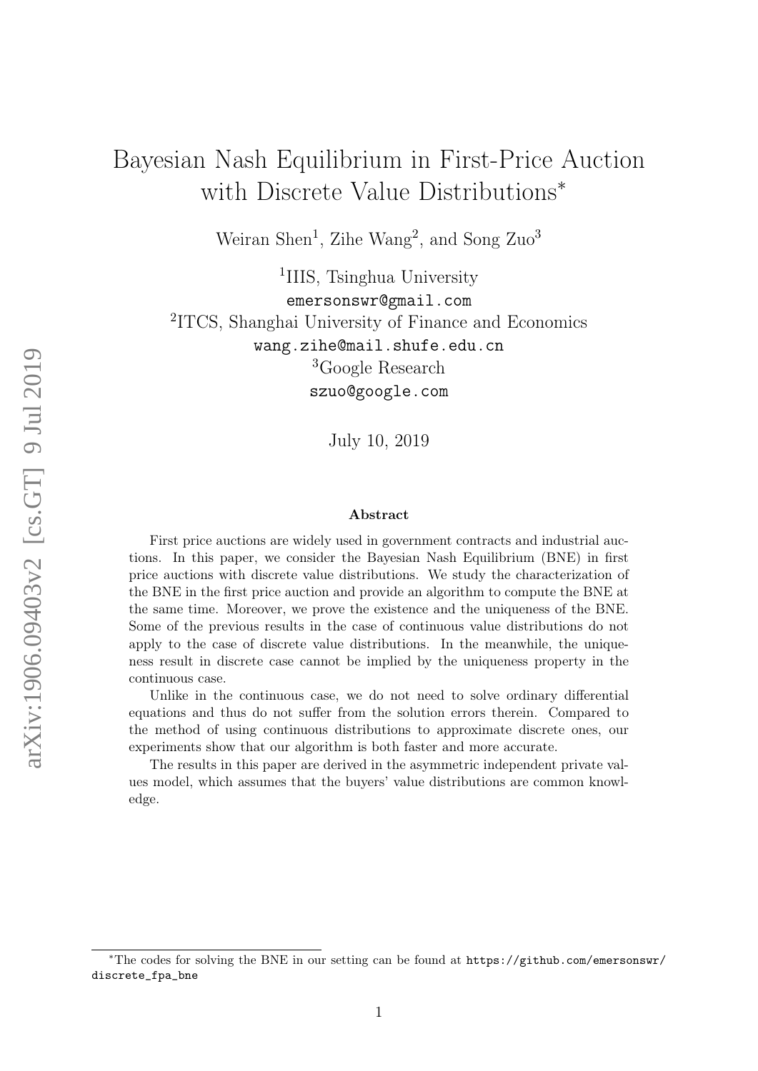# Bayesian Nash Equilibrium in First-Price Auction with Discrete Value Distributions*

Weiran Shen[1], Zihe Wang[2], and Song Zuo[3]

[1]IIIS, Tsinghua University
emersonswr@gmail.com

[2]ITCS, Shanghai University of Finance and Economics
wang.zihe@mail.shufe.edu.cn

[3]Google Research
szuo@google.com

July 10, 2019

## Abstract

First price auctions are widely used in government contracts and industrial auctions. In this paper, we consider the Bayesian Nash Equilibrium (BNE) in first price auctions with discrete value distributions. We study the characterization of the BNE in the first price auction and provide an algorithm to compute the BNE at the same time. Moreover, we prove the existence and the uniqueness of the BNE. Some of the previous results in the case of continuous value distributions do not apply to the case of discrete value distributions. In the meanwhile, the uniqueness result in discrete case cannot be implied by the uniqueness property in the continuous case.

Unlike in the continuous case, we do not need to solve ordinary differential equations and thus do not suffer from the solution errors therein. Compared to the method of using continuous distributions to approximate discrete ones, our experiments show that our algorithm is both faster and more accurate.

The results in this paper are derived in the asymmetric independent private values model, which assumes that the buyers' value distributions are common knowledge.

---

*The codes for solving the BNE in our setting can be found at https://github.com/emersonswr/discrete_fpa_bne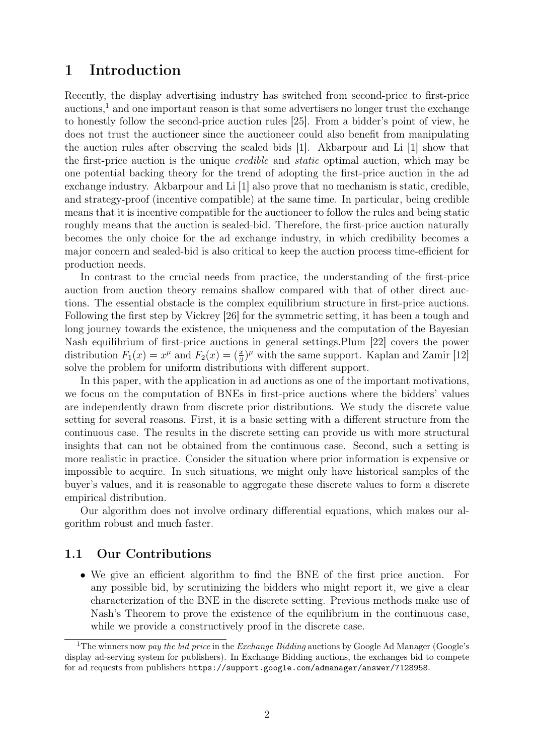# 1 Introduction

Recently, the display advertising industry has switched from second-price to first-price auctions,[1] and one important reason is that some advertisers no longer trust the exchange to honestly follow the second-price auction rules [25]. From a bidder's point of view, he does not trust the auctioneer since the auctioneer could also benefit from manipulating the auction rules after observing the sealed bids [1]. Akbarpour and Li [1] show that the first-price auction is the unique *credible* and *static* optimal auction, which may be one potential backing theory for the trend of adopting the first-price auction in the ad exchange industry. Akbarpour and Li [1] also prove that no mechanism is static, credible, and strategy-proof (incentive compatible) at the same time. In particular, being credible means that it is incentive compatible for the auctioneer to follow the rules and being static roughly means that the auction is sealed-bid. Therefore, the first-price auction naturally becomes the only choice for the ad exchange industry, in which credibility becomes a major concern and sealed-bid is also critical to keep the auction process time-efficient for production needs.

In contrast to the crucial needs from practice, the understanding of the first-price auction from auction theory remains shallow compared with that of other direct auctions. The essential obstacle is the complex equilibrium structure in first-price auctions. Following the first step by Vickrey [26] for the symmetric setting, it has been a tough and long journey towards the existence, the uniqueness and the computation of the Bayesian Nash equilibrium of first-price auctions in general settings.Plum [22] covers the power distribution $F_1(x) = x^\mu$ and $F_2(x) = (\frac{x}{\beta})^\mu$ with the same support. Kaplan and Zamir [12] solve the problem for uniform distributions with different support.

In this paper, with the application in ad auctions as one of the important motivations, we focus on the computation of BNEs in first-price auctions where the bidders' values are independently drawn from discrete prior distributions. We study the discrete value setting for several reasons. First, it is a basic setting with a different structure from the continuous case. The results in the discrete setting can provide us with more structural insights that can not be obtained from the continuous case. Second, such a setting is more realistic in practice. Consider the situation where prior information is expensive or impossible to acquire. In such situations, we might only have historical samples of the buyer's values, and it is reasonable to aggregate these discrete values to form a discrete empirical distribution.

Our algorithm does not involve ordinary differential equations, which makes our algorithm robust and much faster.

## 1.1 Our Contributions

- We give an efficient algorithm to find the BNE of the first price auction. For any possible bid, by scrutinizing the bidders who might report it, we give a clear characterization of the BNE in the discrete setting. Previous methods make use of Nash's Theorem to prove the existence of the equilibrium in the continuous case, while we provide a constructively proof in the discrete case.

---

[1] The winners now *pay the bid price* in the *Exchange Bidding* auctions by Google Ad Manager (Google's display ad-serving system for publishers). In Exchange Bidding auctions, the exchanges bid to compete for ad requests from publishers `https://support.google.com/admanager/answer/7128958`.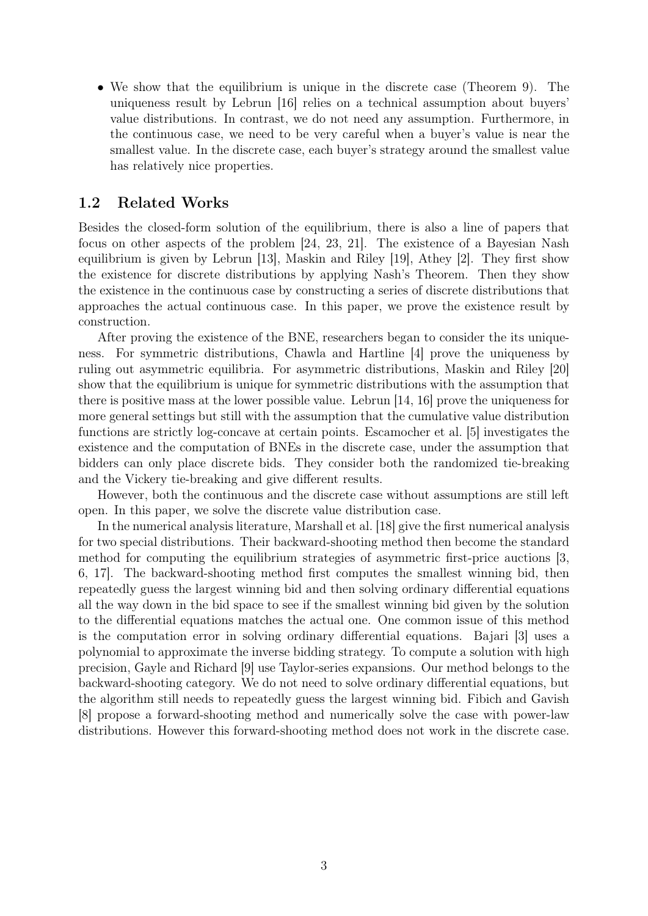- We show that the equilibrium is unique in the discrete case (Theorem 9). The uniqueness result by Lebrun [16] relies on a technical assumption about buyers' value distributions. In contrast, we do not need any assumption. Furthermore, in the continuous case, we need to be very careful when a buyer's value is near the smallest value. In the discrete case, each buyer's strategy around the smallest value has relatively nice properties.

## 1.2 Related Works

Besides the closed-form solution of the equilibrium, there is also a line of papers that focus on other aspects of the problem [24, 23, 21]. The existence of a Bayesian Nash equilibrium is given by Lebrun [13], Maskin and Riley [19], Athey [2]. They first show the existence for discrete distributions by applying Nash's Theorem. Then they show the existence in the continuous case by constructing a series of discrete distributions that approaches the actual continuous case. In this paper, we prove the existence result by construction.

After proving the existence of the BNE, researchers began to consider the its uniqueness. For symmetric distributions, Chawla and Hartline [4] prove the uniqueness by ruling out asymmetric equilibria. For asymmetric distributions, Maskin and Riley [20] show that the equilibrium is unique for symmetric distributions with the assumption that there is positive mass at the lower possible value. Lebrun [14, 16] prove the uniqueness for more general settings but still with the assumption that the cumulative value distribution functions are strictly log-concave at certain points. Escamocher et al. [5] investigates the existence and the computation of BNEs in the discrete case, under the assumption that bidders can only place discrete bids. They consider both the randomized tie-breaking and the Vickery tie-breaking and give different results.

However, both the continuous and the discrete case without assumptions are still left open. In this paper, we solve the discrete value distribution case.

In the numerical analysis literature, Marshall et al. [18] give the first numerical analysis for two special distributions. Their backward-shooting method then become the standard method for computing the equilibrium strategies of asymmetric first-price auctions [3, 6, 17]. The backward-shooting method first computes the smallest winning bid, then repeatedly guess the largest winning bid and then solving ordinary differential equations all the way down in the bid space to see if the smallest winning bid given by the solution to the differential equations matches the actual one. One common issue of this method is the computation error in solving ordinary differential equations. Bajari [3] uses a polynomial to approximate the inverse bidding strategy. To compute a solution with high precision, Gayle and Richard [9] use Taylor-series expansions. Our method belongs to the backward-shooting category. We do not need to solve ordinary differential equations, but the algorithm still needs to repeatedly guess the largest winning bid. Fibich and Gavish [8] propose a forward-shooting method and numerically solve the case with power-law distributions. However this forward-shooting method does not work in the discrete case.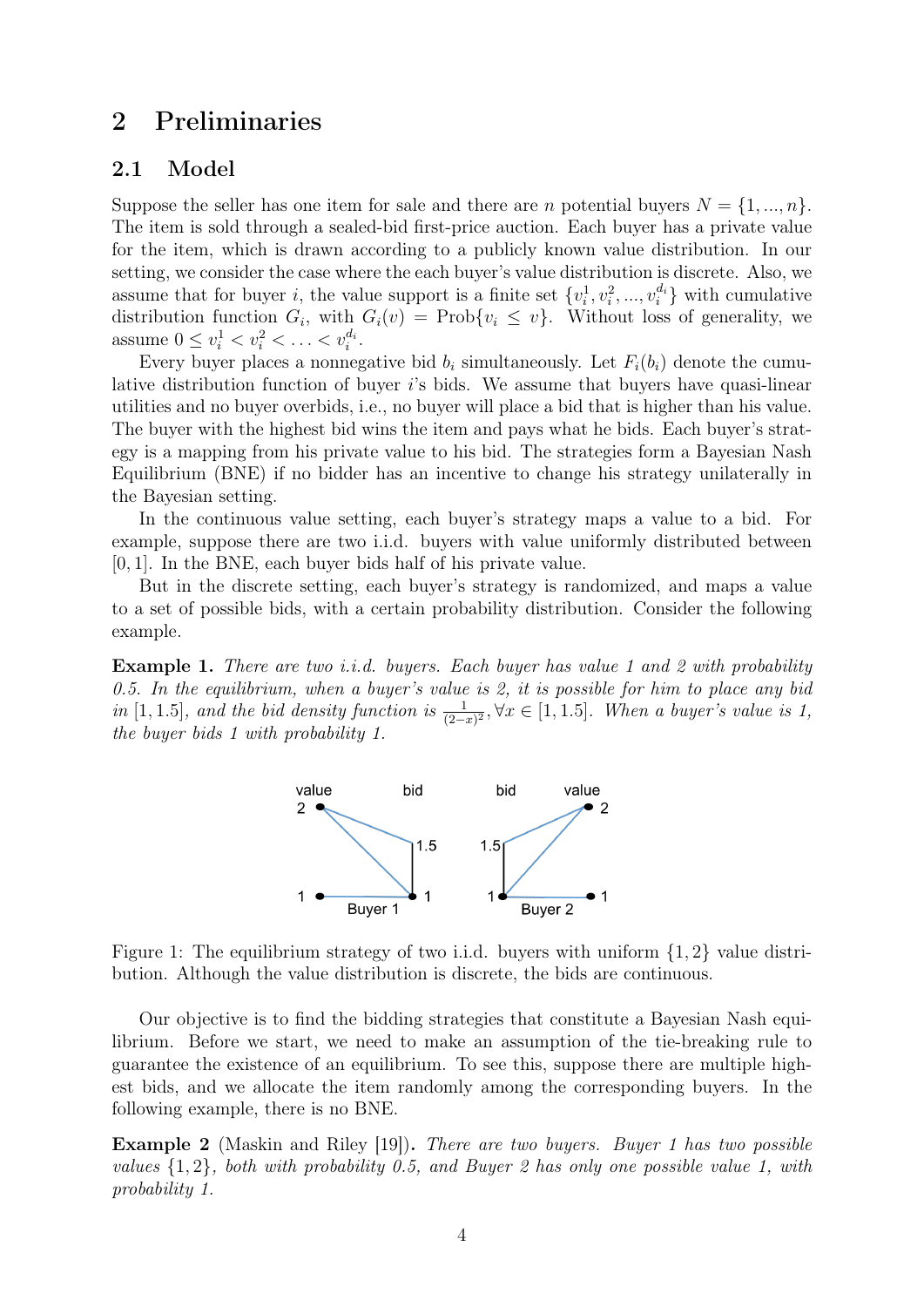# 2 Preliminaries

## 2.1 Model

Suppose the seller has one item for sale and there are $n$ potential buyers $N = \{1, ..., n\}$. The item is sold through a sealed-bid first-price auction. Each buyer has a private value for the item, which is drawn according to a publicly known value distribution. In our setting, we consider the case where the each buyer's value distribution is discrete. Also, we assume that for buyer $i$, the value support is a finite set $\{v_i^1, v_i^2, ..., v_i^{d_i}\}$ with cumulative distribution function $G_i$, with $G_i(v) = \text{Prob}\{v_i \leq v\}$. Without loss of generality, we assume $0 \leq v_i^1 < v_i^2 < \ldots < v_i^{d_i}$.

Every buyer places a nonnegative bid $b_i$ simultaneously. Let $F_i(b_i)$ denote the cumulative distribution function of buyer $i$'s bids. We assume that buyers have quasi-linear utilities and no buyer overbids, i.e., no buyer will place a bid that is higher than his value. The buyer with the highest bid wins the item and pays what he bids. Each buyer's strategy is a mapping from his private value to his bid. The strategies form a Bayesian Nash Equilibrium (BNE) if no bidder has an incentive to change his strategy unilaterally in the Bayesian setting.

In the continuous value setting, each buyer's strategy maps a value to a bid. For example, suppose there are two i.i.d. buyers with value uniformly distributed between $[0, 1]$. In the BNE, each buyer bids half of his private value.

But in the discrete setting, each buyer's strategy is randomized, and maps a value to a set of possible bids, with a certain probability distribution. Consider the following example.

**Example 1.** *There are two i.i.d. buyers. Each buyer has value 1 and 2 with probability 0.5. In the equilibrium, when a buyer's value is 2, it is possible for him to place any bid in* $[1, 1.5]$*, and the bid density function is* $\frac{1}{(2-x)^2}, \forall x \in [1, 1.5]$*. When a buyer's value is 1, the buyer bids 1 with probability 1.*

Figure 1: The equilibrium strategy of two i.i.d. buyers with uniform $\{1, 2\}$ value distribution. Although the value distribution is discrete, the bids are continuous.

Our objective is to find the bidding strategies that constitute a Bayesian Nash equilibrium. Before we start, we need to make an assumption of the tie-breaking rule to guarantee the existence of an equilibrium. To see this, suppose there are multiple highest bids, and we allocate the item randomly among the corresponding buyers. In the following example, there is no BNE.

**Example 2** (Maskin and Riley [19])**.** *There are two buyers. Buyer 1 has two possible values* $\{1, 2\}$*, both with probability 0.5, and Buyer 2 has only one possible value 1, with probability 1.*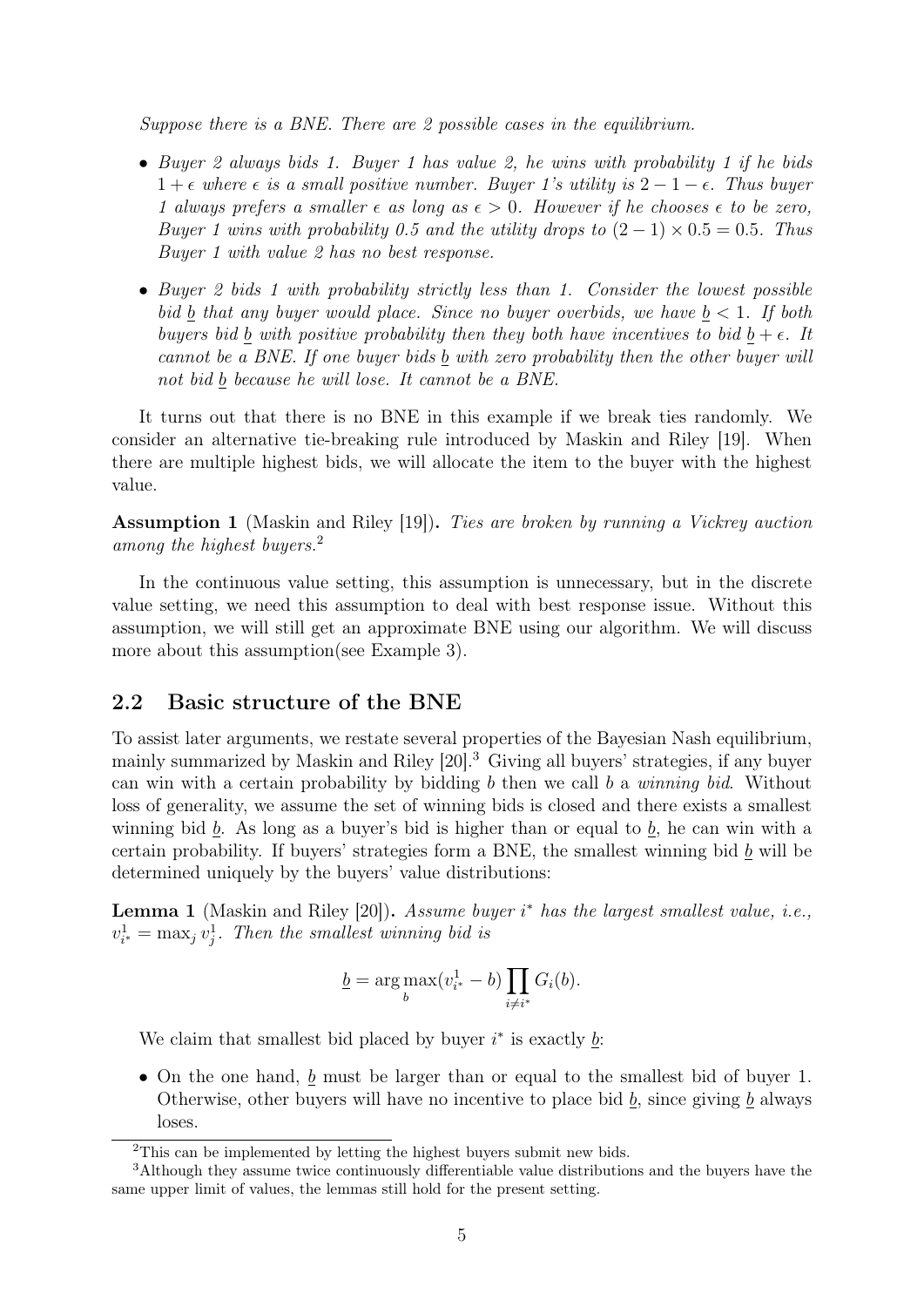*Suppose there is a BNE. There are 2 possible cases in the equilibrium.*

- *Buyer 2 always bids 1. Buyer 1 has value 2, he wins with probability 1 if he bids $1 + \epsilon$ where $\epsilon$ is a small positive number. Buyer 1's utility is $2 - 1 - \epsilon$. Thus buyer 1 always prefers a smaller $\epsilon$ as long as $\epsilon > 0$. However if he chooses $\epsilon$ to be zero, Buyer 1 wins with probability 0.5 and the utility drops to $(2 - 1) \times 0.5 = 0.5$. Thus Buyer 1 with value 2 has no best response.*
- *Buyer 2 bids 1 with probability strictly less than 1. Consider the lowest possible bid $\underline{b}$ that any buyer would place. Since no buyer overbids, we have $\underline{b} < 1$. If both buyers bid $\underline{b}$ with positive probability then they both have incentives to bid $\underline{b} + \epsilon$. It cannot be a BNE. If one buyer bids $\underline{b}$ with zero probability then the other buyer will not bid $\underline{b}$ because he will lose. It cannot be a BNE.*

It turns out that there is no BNE in this example if we break ties randomly. We consider an alternative tie-breaking rule introduced by Maskin and Riley [19]. When there are multiple highest bids, we will allocate the item to the buyer with the highest value.

**Assumption 1** (Maskin and Riley [19]). *Ties are broken by running a Vickrey auction among the highest buyers.*[2]

In the continuous value setting, this assumption is unnecessary, but in the discrete value setting, we need this assumption to deal with best response issue. Without this assumption, we will still get an approximate BNE using our algorithm. We will discuss more about this assumption(see Example 3).

## 2.2 Basic structure of the BNE

To assist later arguments, we restate several properties of the Bayesian Nash equilibrium, mainly summarized by Maskin and Riley [20].[3] Giving all buyers' strategies, if any buyer can win with a certain probability by bidding $b$ then we call $b$ a *winning bid*. Without loss of generality, we assume the set of winning bids is closed and there exists a smallest winning bid $\underline{b}$. As long as a buyer's bid is higher than or equal to $\underline{b}$, he can win with a certain probability. If buyers' strategies form a BNE, the smallest winning bid $\underline{b}$ will be determined uniquely by the buyers' value distributions:

**Lemma 1** (Maskin and Riley [20]). *Assume buyer $i^*$ has the largest smallest value, i.e., $v_{i^*}^1 = \max_j v_j^1$. Then the smallest winning bid is*

$$\underline{b} = \arg\max_b (v_{i^*}^1 - b) \prod_{i \neq i^*} G_i(b).$$

We claim that smallest bid placed by buyer $i^*$ is exactly $\underline{b}$:

- On the one hand, $\underline{b}$ must be larger than or equal to the smallest bid of buyer 1. Otherwise, other buyers will have no incentive to place bid $\underline{b}$, since giving $\underline{b}$ always loses.

[2] This can be implemented by letting the highest buyers submit new bids.

[3] Although they assume twice continuously differentiable value distributions and the buyers have the same upper limit of values, the lemmas still hold for the present setting.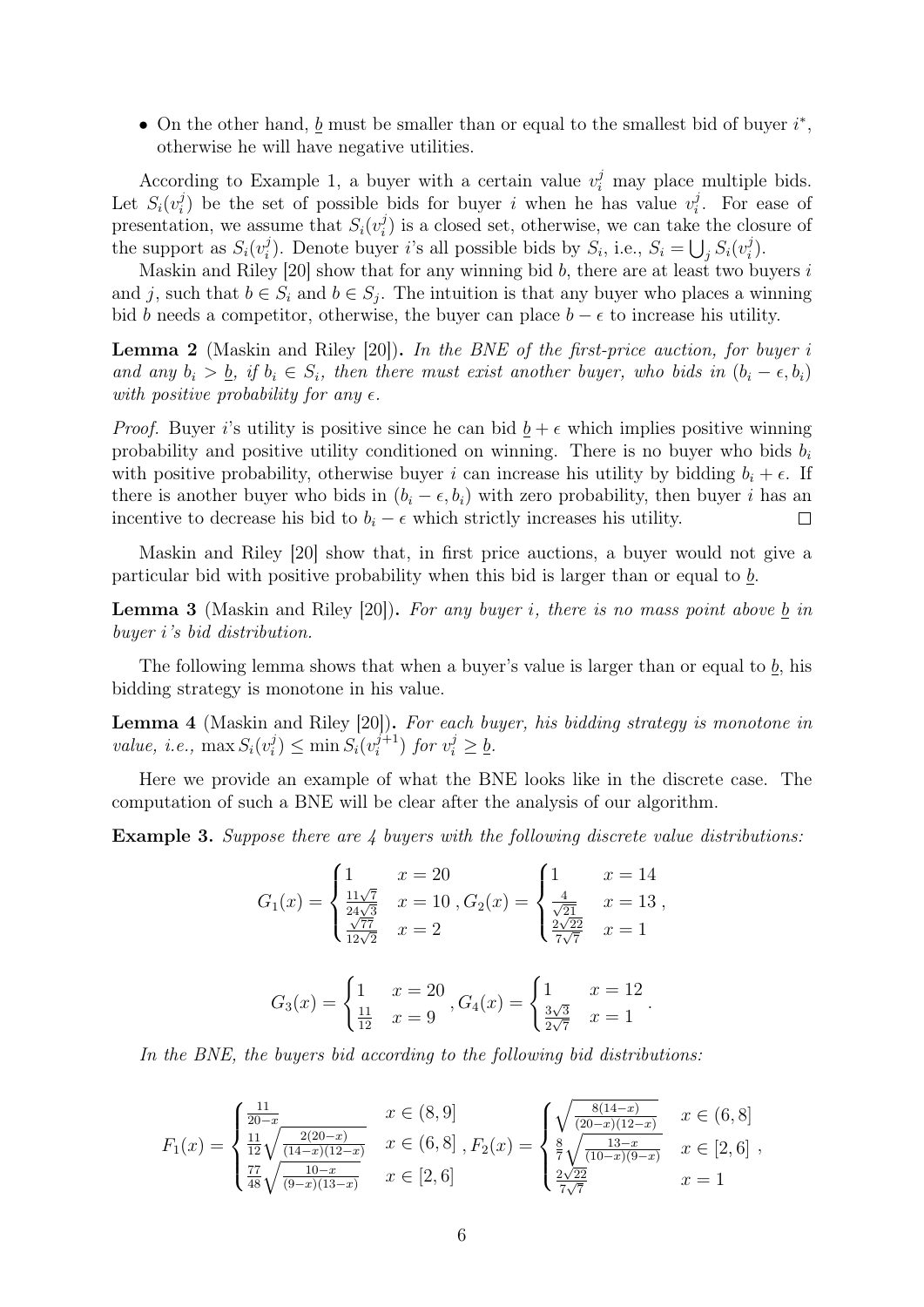- On the other hand, $\underline{b}$ must be smaller than or equal to the smallest bid of buyer $i^*$, otherwise he will have negative utilities.

According to Example 1, a buyer with a certain value $v_i^j$ may place multiple bids. Let $S_i(v_i^j)$ be the set of possible bids for buyer $i$ when he has value $v_i^j$. For ease of presentation, we assume that $S_i(v_i^j)$ is a closed set, otherwise, we can take the closure of the support as $S_i(v_i^j)$. Denote buyer $i$'s all possible bids by $S_i$, i.e., $S_i = \bigcup_j S_i(v_i^j)$.

Maskin and Riley [20] show that for any winning bid $b$, there are at least two buyers $i$ and $j$, such that $b \in S_i$ and $b \in S_j$. The intuition is that any buyer who places a winning bid $b$ needs a competitor, otherwise, the buyer can place $b - \epsilon$ to increase his utility.

**Lemma 2** (Maskin and Riley [20])**.** *In the BNE of the first-price auction, for buyer $i$ and any $b_i > \underline{b}$, if $b_i \in S_i$, then there must exist another buyer, who bids in $(b_i - \epsilon, b_i)$ with positive probability for any $\epsilon$.*

*Proof.* Buyer $i$'s utility is positive since he can bid $\underline{b} + \epsilon$ which implies positive winning probability and positive utility conditioned on winning. There is no buyer who bids $b_i$ with positive probability, otherwise buyer $i$ can increase his utility by bidding $b_i + \epsilon$. If there is another buyer who bids in $(b_i - \epsilon, b_i)$ with zero probability, then buyer $i$ has an incentive to decrease his bid to $b_i - \epsilon$ which strictly increases his utility. □

Maskin and Riley [20] show that, in first price auctions, a buyer would not give a particular bid with positive probability when this bid is larger than or equal to $\underline{b}$.

**Lemma 3** (Maskin and Riley [20])**.** *For any buyer $i$, there is no mass point above $\underline{b}$ in buyer $i$'s bid distribution.*

The following lemma shows that when a buyer's value is larger than or equal to $\underline{b}$, his bidding strategy is monotone in his value.

**Lemma 4** (Maskin and Riley [20])**.** *For each buyer, his bidding strategy is monotone in value, i.e., $\max S_i(v_i^j) \le \min S_i(v_i^{j+1})$ for $v_i^j \ge \underline{b}$.*

Here we provide an example of what the BNE looks like in the discrete case. The computation of such a BNE will be clear after the analysis of our algorithm.

**Example 3.** *Suppose there are 4 buyers with the following discrete value distributions:*

$$G_1(x) = \begin{cases} 1 & x = 20 \\ \frac{11\sqrt{7}}{24\sqrt{3}} & x = 10 \\ \frac{\sqrt{77}}{12\sqrt{2}} & x = 2 \end{cases}, G_2(x) = \begin{cases} 1 & x = 14 \\ \frac{4}{\sqrt{21}} & x = 13 \\ \frac{2\sqrt{22}}{7\sqrt{7}} & x = 1 \end{cases},$$

$$G_3(x) = \begin{cases} 1 & x = 20 \\ \frac{11}{12} & x = 9 \end{cases}, G_4(x) = \begin{cases} 1 & x = 12 \\ \frac{3\sqrt{3}}{2\sqrt{7}} & x = 1 \end{cases}.$$

*In the BNE, the buyers bid according to the following bid distributions:*

$$F_1(x) = \begin{cases} \frac{11}{20-x} & x \in (8, 9] \\ \frac{11}{12}\sqrt{\frac{2(20-x)}{(14-x)(12-x)}} & x \in (6, 8] \\ \frac{77}{48}\sqrt{\frac{10-x}{(9-x)(13-x)}} & x \in [2, 6] \end{cases}, F_2(x) = \begin{cases} \sqrt{\frac{8(14-x)}{(20-x)(12-x)}} & x \in (6, 8] \\ \frac{8}{7}\sqrt{\frac{13-x}{(10-x)(9-x)}} & x \in [2, 6] \\ \frac{2\sqrt{22}}{7\sqrt{7}} & x = 1 \end{cases},$$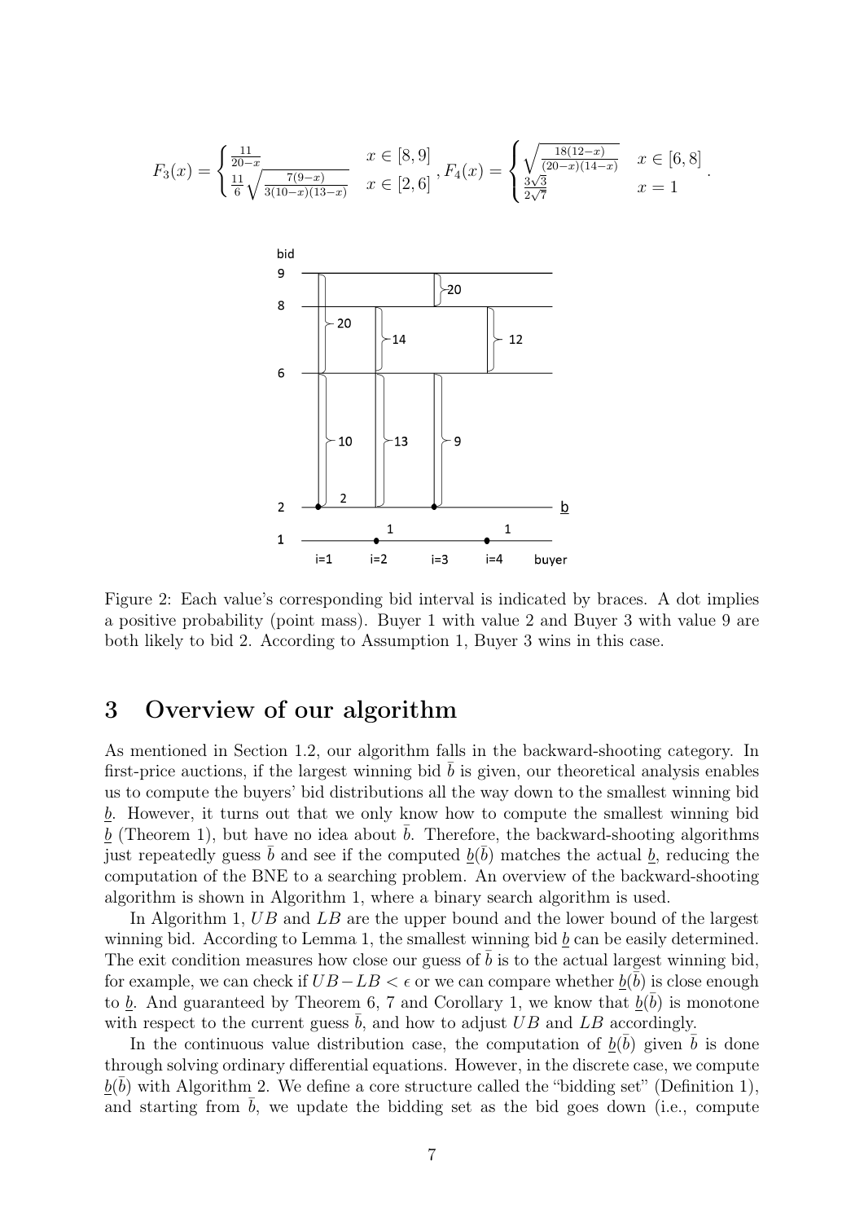$$F_3(x) = \begin{cases} \frac{11}{20-x} & x \in [8,9] \\ \frac{11}{6}\sqrt{\frac{7(9-x)}{3(10-x)(13-x)}} & x \in [2,6] \end{cases}, F_4(x) = \begin{cases} \sqrt{\frac{18(12-x)}{(20-x)(14-x)}} & x \in [6,8] \\ \frac{3\sqrt{3}}{2\sqrt{7}} & x = 1 \end{cases}.$$

Figure 2: Each value's corresponding bid interval is indicated by braces. A dot implies a positive probability (point mass). Buyer 1 with value 2 and Buyer 3 with value 9 are both likely to bid 2. According to Assumption 1, Buyer 3 wins in this case.

# 3 Overview of our algorithm

As mentioned in Section 1.2, our algorithm falls in the backward-shooting category. In first-price auctions, if the largest winning bid $\bar{b}$ is given, our theoretical analysis enables us to compute the buyers' bid distributions all the way down to the smallest winning bid $\underline{b}$. However, it turns out that we only know how to compute the smallest winning bid $\underline{b}$ (Theorem 1), but have no idea about $\bar{b}$. Therefore, the backward-shooting algorithms just repeatedly guess $\bar{b}$ and see if the computed $\underline{b}(\bar{b})$ matches the actual $\underline{b}$, reducing the computation of the BNE to a searching problem. An overview of the backward-shooting algorithm is shown in Algorithm 1, where a binary search algorithm is used.

In Algorithm 1, $UB$ and $LB$ are the upper bound and the lower bound of the largest winning bid. According to Lemma 1, the smallest winning bid $\underline{b}$ can be easily determined. The exit condition measures how close our guess of $\bar{b}$ is to the actual largest winning bid, for example, we can check if $UB - LB < \epsilon$ or we can compare whether $\underline{b}(\bar{b})$ is close enough to $\underline{b}$. And guaranteed by Theorem 6, 7 and Corollary 1, we know that $\underline{b}(\bar{b})$ is monotone with respect to the current guess $\bar{b}$, and how to adjust $UB$ and $LB$ accordingly.

In the continuous value distribution case, the computation of $\underline{b}(\bar{b})$ given $\bar{b}$ is done through solving ordinary differential equations. However, in the discrete case, we compute $\underline{b}(\bar{b})$ with Algorithm 2. We define a core structure called the "bidding set" (Definition 1), and starting from $\bar{b}$, we update the bidding set as the bid goes down (i.e., compute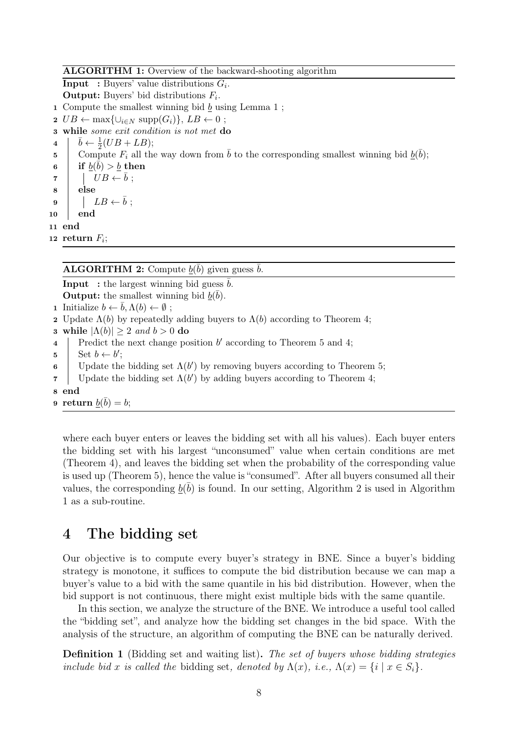**ALGORITHM 1:** Overview of the backward-shooting algorithm

```
Input  : Buyers' value distributions G_i.
Output: Buyers' bid distributions F_i.
1  Compute the smallest winning bid b̲ using Lemma 1 ;
2  UB ← max{∪_{i∈N} supp(G_i)}, LB ← 0 ;
3  while some exit condition is not met do
4      b̄ ← ½(UB + LB);
5      Compute F_i all the way down from b̄ to the corresponding smallest winning bid b̲(b̄);
6      if b̲(b̄) > b̲ then
7          UB ← b̄ ;
8      else
9          LB ← b̄ ;
10     end
11 end
12 return F_i;
```

**ALGORITHM 2:** Compute $\underline{b}(\bar{b})$ given guess $\bar{b}$.

```
Input  : the largest winning bid guess b̄.
Output: the smallest winning bid b̲(b̄).
1  Initialize b ← b̄, Λ(b) ← ∅ ;
2  Update Λ(b) by repeatedly adding buyers to Λ(b) according to Theorem 4;
3  while |Λ(b)| ≥ 2 and b > 0 do
4      Predict the next change position b′ according to Theorem 5 and 4;
5      Set b ← b′;
6      Update the bidding set Λ(b′) by removing buyers according to Theorem 5;
7      Update the bidding set Λ(b′) by adding buyers according to Theorem 4;
8  end
9  return b̲(b̄) = b;
```

where each buyer enters or leaves the bidding set with all his values). Each buyer enters the bidding set with his largest "unconsumed" value when certain conditions are met (Theorem 4), and leaves the bidding set when the probability of the corresponding value is used up (Theorem 5), hence the value is "consumed". After all buyers consumed all their values, the corresponding $\underline{b}(\bar{b})$ is found. In our setting, Algorithm 2 is used in Algorithm 1 as a sub-routine.

# 4 The bidding set

Our objective is to compute every buyer's strategy in BNE. Since a buyer's bidding strategy is monotone, it suffices to compute the bid distribution because we can map a buyer's value to a bid with the same quantile in his bid distribution. However, when the bid support is not continuous, there might exist multiple bids with the same quantile.

In this section, we analyze the structure of the BNE. We introduce a useful tool called the "bidding set", and analyze how the bidding set changes in the bid space. With the analysis of the structure, an algorithm of computing the BNE can be naturally derived.

**Definition 1** (Bidding set and waiting list)**.** *The set of buyers whose bidding strategies include bid $x$ is called the* bidding set*, denoted by $\Lambda(x)$, i.e., $\Lambda(x) = \{i \mid x \in S_i\}$.*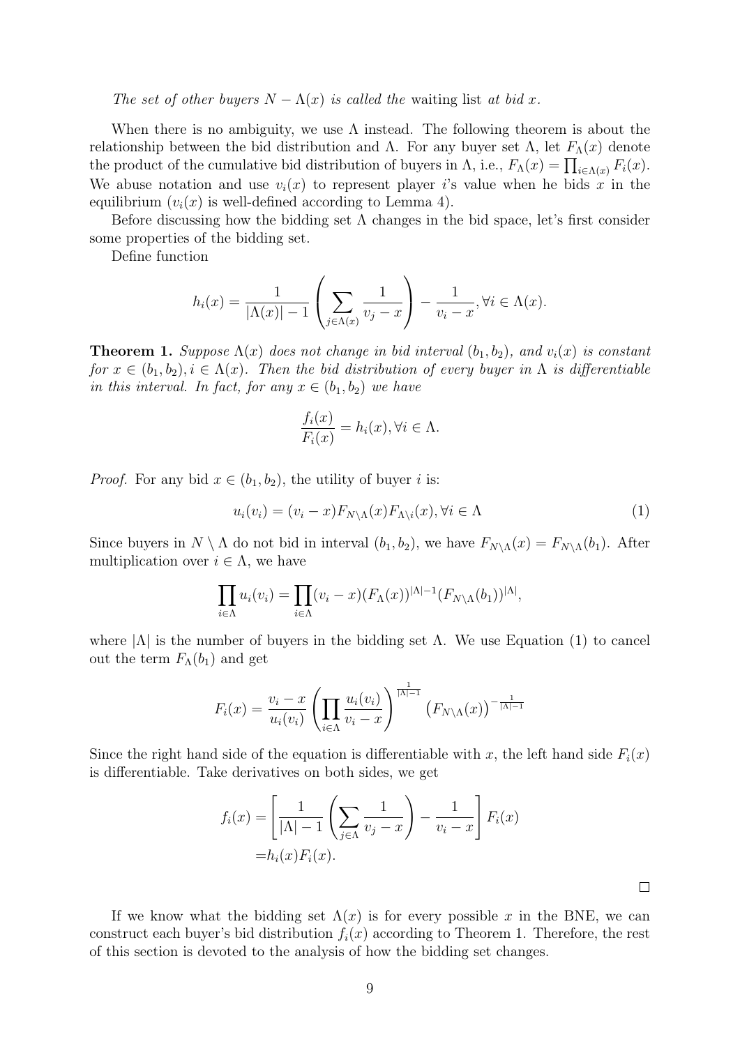*The set of other buyers $N - \Lambda(x)$ is called the* waiting list *at bid $x$.*

When there is no ambiguity, we use $\Lambda$ instead. The following theorem is about the relationship between the bid distribution and $\Lambda$. For any buyer set $\Lambda$, let $F_\Lambda(x)$ denote the product of the cumulative bid distribution of buyers in $\Lambda$, i.e., $F_\Lambda(x) = \prod_{i \in \Lambda(x)} F_i(x)$. We abuse notation and use $v_i(x)$ to represent player $i$'s value when he bids $x$ in the equilibrium ($v_i(x)$ is well-defined according to Lemma 4).

Before discussing how the bidding set $\Lambda$ changes in the bid space, let's first consider some properties of the bidding set.

Define function

$$h_i(x) = \frac{1}{|\Lambda(x)| - 1} \left( \sum_{j \in \Lambda(x)} \frac{1}{v_j - x} \right) - \frac{1}{v_i - x}, \forall i \in \Lambda(x).$$

**Theorem 1.** *Suppose $\Lambda(x)$ does not change in bid interval $(b_1, b_2)$, and $v_i(x)$ is constant for $x \in (b_1, b_2), i \in \Lambda(x)$. Then the bid distribution of every buyer in $\Lambda$ is differentiable in this interval. In fact, for any $x \in (b_1, b_2)$ we have*

$$\frac{f_i(x)}{F_i(x)} = h_i(x), \forall i \in \Lambda.$$

*Proof.* For any bid $x \in (b_1, b_2)$, the utility of buyer $i$ is:

$$u_i(v_i) = (v_i - x) F_{N \setminus \Lambda}(x) F_{\Lambda \setminus i}(x), \forall i \in \Lambda \tag{1}$$

Since buyers in $N \setminus \Lambda$ do not bid in interval $(b_1, b_2)$, we have $F_{N \setminus \Lambda}(x) = F_{N \setminus \Lambda}(b_1)$. After multiplication over $i \in \Lambda$, we have

$$\prod_{i \in \Lambda} u_i(v_i) = \prod_{i \in \Lambda} (v_i - x) (F_\Lambda(x))^{|\Lambda| - 1} (F_{N \setminus \Lambda}(b_1))^{|\Lambda|},$$

where $|\Lambda|$ is the number of buyers in the bidding set $\Lambda$. We use Equation (1) to cancel out the term $F_\Lambda(b_1)$ and get

$$F_i(x) = \frac{v_i - x}{u_i(v_i)} \left( \prod_{i \in \Lambda} \frac{u_i(v_i)}{v_i - x} \right)^{\frac{1}{|\Lambda| - 1}} \left( F_{N \setminus \Lambda}(x) \right)^{-\frac{1}{|\Lambda| - 1}}$$

Since the right hand side of the equation is differentiable with $x$, the left hand side $F_i(x)$ is differentiable. Take derivatives on both sides, we get

$$\begin{aligned} f_i(x) &= \left[ \frac{1}{|\Lambda| - 1} \left( \sum_{j \in \Lambda} \frac{1}{v_j - x} \right) - \frac{1}{v_i - x} \right] F_i(x) \\ &= h_i(x) F_i(x). \end{aligned}$$

$\square$

If we know what the bidding set $\Lambda(x)$ is for every possible $x$ in the BNE, we can construct each buyer's bid distribution $f_i(x)$ according to Theorem 1. Therefore, the rest of this section is devoted to the analysis of how the bidding set changes.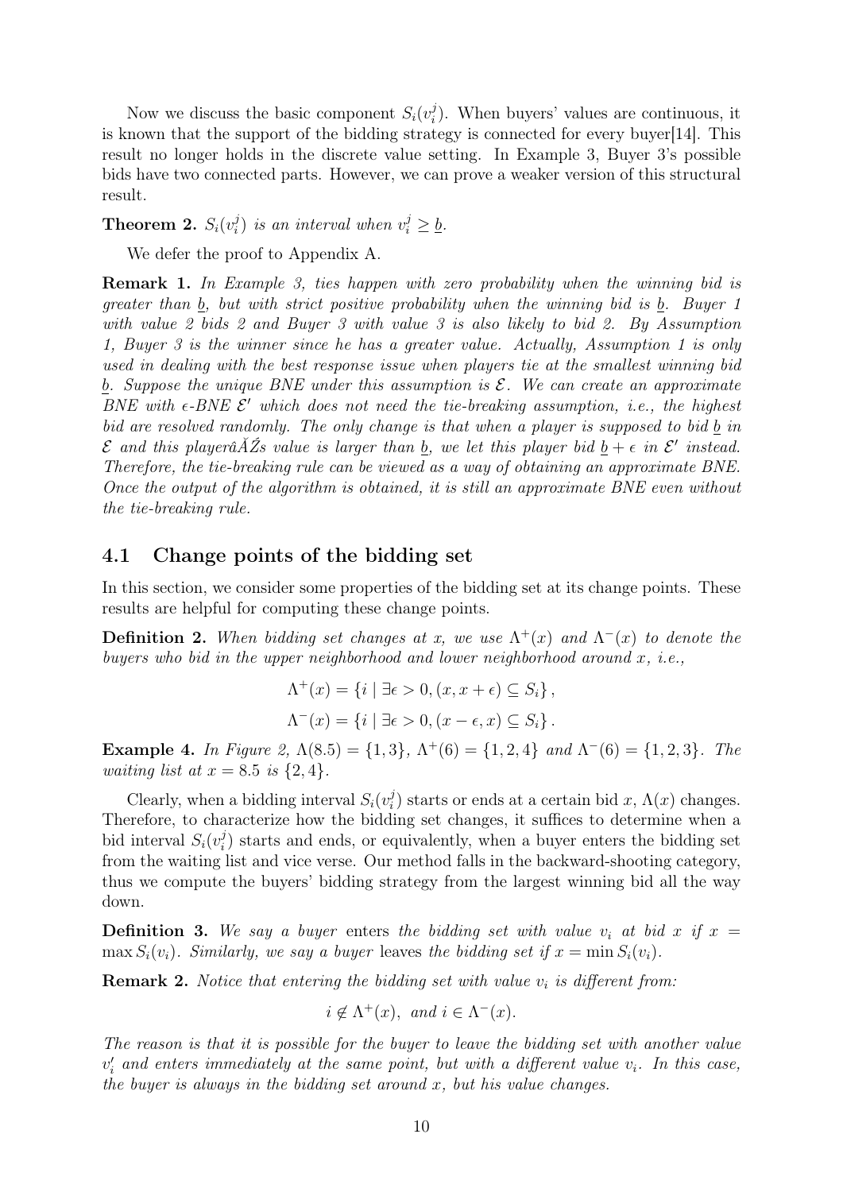Now we discuss the basic component $S_i(v_i^j)$. When buyers' values are continuous, it is known that the support of the bidding strategy is connected for every buyer[14]. This result no longer holds in the discrete value setting. In Example 3, Buyer 3's possible bids have two connected parts. However, we can prove a weaker version of this structural result.

**Theorem 2.** *$S_i(v_i^j)$ is an interval when $v_i^j \geq \underline{b}$.*

We defer the proof to Appendix A.

**Remark 1.** *In Example 3, ties happen with zero probability when the winning bid is greater than $\underline{b}$, but with strict positive probability when the winning bid is $\underline{b}$. Buyer 1 with value 2 bids 2 and Buyer 3 with value 3 is also likely to bid 2. By Assumption 1, Buyer 3 is the winner since he has a greater value. Actually, Assumption 1 is only used in dealing with the best response issue when players tie at the smallest winning bid $\underline{b}$. Suppose the unique BNE under this assumption is $\mathcal{E}$. We can create an approximate BNE with $\epsilon$-BNE $\mathcal{E}'$ which does not need the tie-breaking assumption, i.e., the highest bid are resolved randomly. The only change is that when a player is supposed to bid $\underline{b}$ in $\mathcal{E}$ and this playerâĂŹs value is larger than $\underline{b}$, we let this player bid $\underline{b} + \epsilon$ in $\mathcal{E}'$ instead. Therefore, the tie-breaking rule can be viewed as a way of obtaining an approximate BNE. Once the output of the algorithm is obtained, it is still an approximate BNE even without the tie-breaking rule.*

## 4.1 Change points of the bidding set

In this section, we consider some properties of the bidding set at its change points. These results are helpful for computing these change points.

**Definition 2.** *When bidding set changes at $x$, we use $\Lambda^+(x)$ and $\Lambda^-(x)$ to denote the buyers who bid in the upper neighborhood and lower neighborhood around $x$, i.e.,*

$$\Lambda^+(x) = \{i \mid \exists \epsilon > 0, (x, x + \epsilon) \subseteq S_i\},$$

$$\Lambda^-(x) = \{i \mid \exists \epsilon > 0, (x - \epsilon, x) \subseteq S_i\}.$$

**Example 4.** *In Figure 2, $\Lambda(8.5) = \{1, 3\}$, $\Lambda^+(6) = \{1, 2, 4\}$ and $\Lambda^-(6) = \{1, 2, 3\}$. The waiting list at $x = 8.5$ is $\{2, 4\}$.*

Clearly, when a bidding interval $S_i(v_i^j)$ starts or ends at a certain bid $x$, $\Lambda(x)$ changes. Therefore, to characterize how the bidding set changes, it suffices to determine when a bid interval $S_i(v_i^j)$ starts and ends, or equivalently, when a buyer enters the bidding set from the waiting list and vice verse. Our method falls in the backward-shooting category, thus we compute the buyers' bidding strategy from the largest winning bid all the way down.

**Definition 3.** *We say a buyer* enters *the bidding set with value $v_i$ at bid $x$ if $x = \max S_i(v_i)$. Similarly, we say a buyer* leaves *the bidding set if $x = \min S_i(v_i)$.*

**Remark 2.** *Notice that entering the bidding set with value $v_i$ is different from:*

$$i \notin \Lambda^+(x), \text{ and } i \in \Lambda^-(x).$$

*The reason is that it is possible for the buyer to leave the bidding set with another value $v_i'$ and enters immediately at the same point, but with a different value $v_i$. In this case, the buyer is always in the bidding set around $x$, but his value changes.*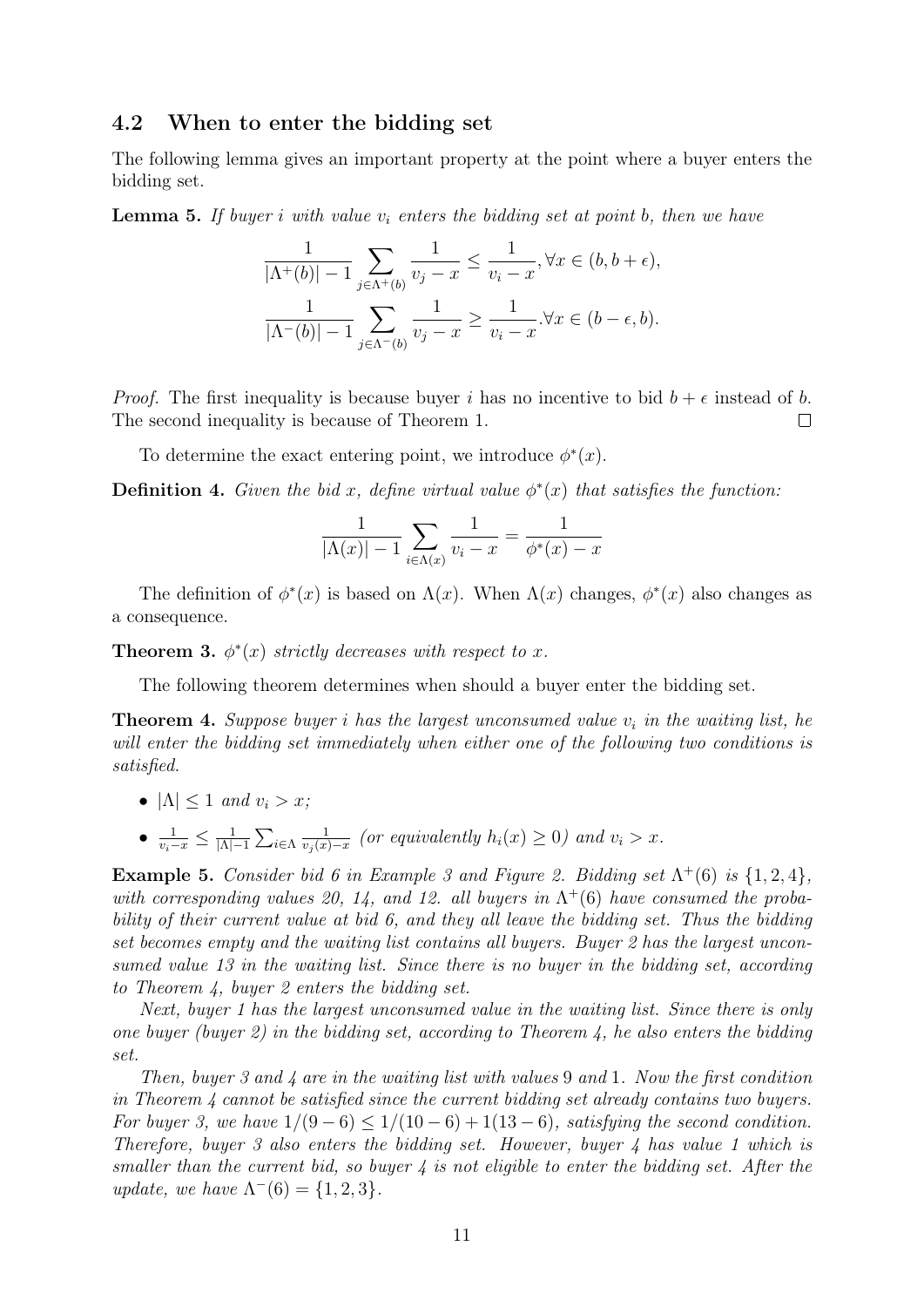## 4.2 When to enter the bidding set

The following lemma gives an important property at the point where a buyer enters the bidding set.

**Lemma 5.** *If buyer $i$ with value $v_i$ enters the bidding set at point $b$, then we have*

$$\frac{1}{|\Lambda^+(b)|-1}\sum_{j\in\Lambda^+(b)}\frac{1}{v_j-x}\leq\frac{1}{v_i-x},\forall x\in(b,b+\epsilon),$$
$$\frac{1}{|\Lambda^-(b)|-1}\sum_{j\in\Lambda^-(b)}\frac{1}{v_j-x}\geq\frac{1}{v_i-x}.\forall x\in(b-\epsilon,b).$$

*Proof.* The first inequality is because buyer $i$ has no incentive to bid $b+\epsilon$ instead of $b$. The second inequality is because of Theorem 1. $\square$

To determine the exact entering point, we introduce $\phi^*(x)$.

**Definition 4.** *Given the bid $x$, define virtual value $\phi^*(x)$ that satisfies the function:*

$$\frac{1}{|\Lambda(x)|-1}\sum_{i\in\Lambda(x)}\frac{1}{v_i-x}=\frac{1}{\phi^*(x)-x}$$

The definition of $\phi^*(x)$ is based on $\Lambda(x)$. When $\Lambda(x)$ changes, $\phi^*(x)$ also changes as a consequence.

**Theorem 3.** *$\phi^*(x)$ strictly decreases with respect to $x$.*

The following theorem determines when should a buyer enter the bidding set.

**Theorem 4.** *Suppose buyer $i$ has the largest unconsumed value $v_i$ in the waiting list, he will enter the bidding set immediately when either one of the following two conditions is satisfied.*

- *$|\Lambda|\leq 1$ and $v_i>x$;*
- *$\frac{1}{v_i-x}\leq\frac{1}{|\Lambda|-1}\sum_{i\in\Lambda}\frac{1}{v_j(x)-x}$ (or equivalently $h_i(x)\geq 0$) and $v_i>x$.*

**Example 5.** *Consider bid 6 in Example 3 and Figure 2. Bidding set $\Lambda^+(6)$ is $\{1,2,4\}$, with corresponding values 20, 14, and 12. all buyers in $\Lambda^+(6)$ have consumed the probability of their current value at bid 6, and they all leave the bidding set. Thus the bidding set becomes empty and the waiting list contains all buyers. Buyer 2 has the largest unconsumed value 13 in the waiting list. Since there is no buyer in the bidding set, according to Theorem 4, buyer 2 enters the bidding set.*

*Next, buyer 1 has the largest unconsumed value in the waiting list. Since there is only one buyer (buyer 2) in the bidding set, according to Theorem 4, he also enters the bidding set.*

*Then, buyer 3 and 4 are in the waiting list with values 9 and 1. Now the first condition in Theorem 4 cannot be satisfied since the current bidding set already contains two buyers. For buyer 3, we have $1/(9-6)\leq 1/(10-6)+1(13-6)$, satisfying the second condition. Therefore, buyer 3 also enters the bidding set. However, buyer 4 has value 1 which is smaller than the current bid, so buyer 4 is not eligible to enter the bidding set. After the update, we have $\Lambda^-(6)=\{1,2,3\}$.*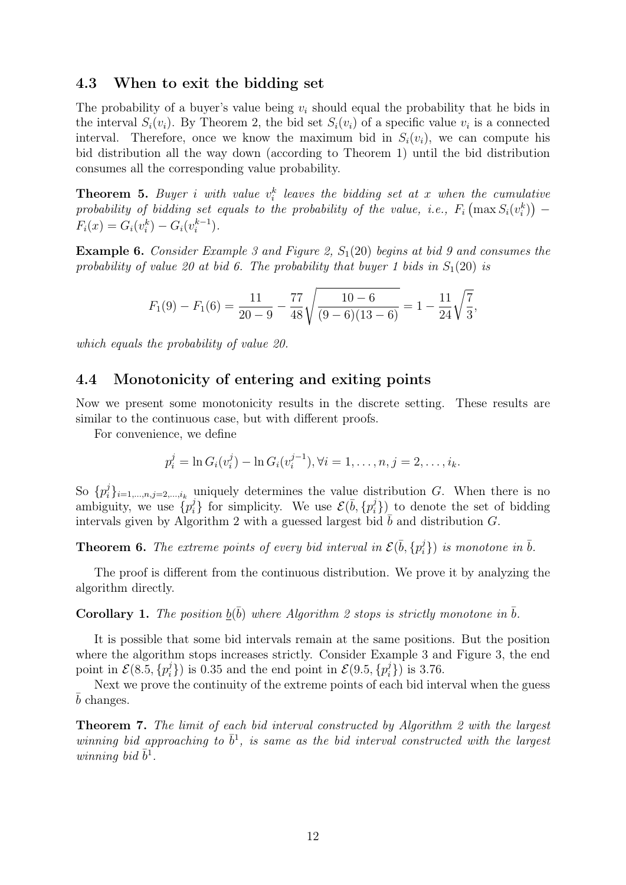### 4.3 When to exit the bidding set

The probability of a buyer's value being $v_i$ should equal the probability that he bids in the interval $S_i(v_i)$. By Theorem 2, the bid set $S_i(v_i)$ of a specific value $v_i$ is a connected interval. Therefore, once we know the maximum bid in $S_i(v_i)$, we can compute his bid distribution all the way down (according to Theorem 1) until the bid distribution consumes all the corresponding value probability.

**Theorem 5.** *Buyer $i$ with value $v_i^k$ leaves the bidding set at $x$ when the cumulative probability of bidding set equals to the probability of the value, i.e., $F_i\left(\max S_i(v_i^k)\right) - F_i(x) = G_i(v_i^k) - G_i(v_i^{k-1})$.*

**Example 6.** *Consider Example 3 and Figure 2, $S_1(20)$ begins at bid 9 and consumes the probability of value 20 at bid 6. The probability that buyer 1 bids in $S_1(20)$ is*

$$F_1(9) - F_1(6) = \frac{11}{20-9} - \frac{77}{48}\sqrt{\frac{10-6}{(9-6)(13-6)}} = 1 - \frac{11}{24}\sqrt{\frac{7}{3}},$$

*which equals the probability of value 20.*

### 4.4 Monotonicity of entering and exiting points

Now we present some monotonicity results in the discrete setting. These results are similar to the continuous case, but with different proofs.

For convenience, we define

$$p_i^j = \ln G_i(v_i^j) - \ln G_i(v_i^{j-1}), \forall i = 1, \ldots, n, j = 2, \ldots, i_k.$$

So $\{p_i^j\}_{i=1,\ldots,n,j=2,\ldots,i_k}$ uniquely determines the value distribution $G$. When there is no ambiguity, we use $\{p_i^j\}$ for simplicity. We use $\mathcal{E}(\bar{b}, \{p_i^j\})$ to denote the set of bidding intervals given by Algorithm 2 with a guessed largest bid $\bar{b}$ and distribution $G$.

**Theorem 6.** *The extreme points of every bid interval in $\mathcal{E}(\bar{b}, \{p_i^j\})$ is monotone in $\bar{b}$.*

The proof is different from the continuous distribution. We prove it by analyzing the algorithm directly.

**Corollary 1.** *The position $\underline{b}(\bar{b})$ where Algorithm 2 stops is strictly monotone in $\bar{b}$.*

It is possible that some bid intervals remain at the same positions. But the position where the algorithm stops increases strictly. Consider Example 3 and Figure 3, the end point in $\mathcal{E}(8.5, \{p_i^j\})$ is 0.35 and the end point in $\mathcal{E}(9.5, \{p_i^j\})$ is 3.76.

Next we prove the continuity of the extreme points of each bid interval when the guess $\bar{b}$ changes.

**Theorem 7.** *The limit of each bid interval constructed by Algorithm 2 with the largest winning bid approaching to $\bar{b}^1$, is same as the bid interval constructed with the largest winning bid $\bar{b}^1$.*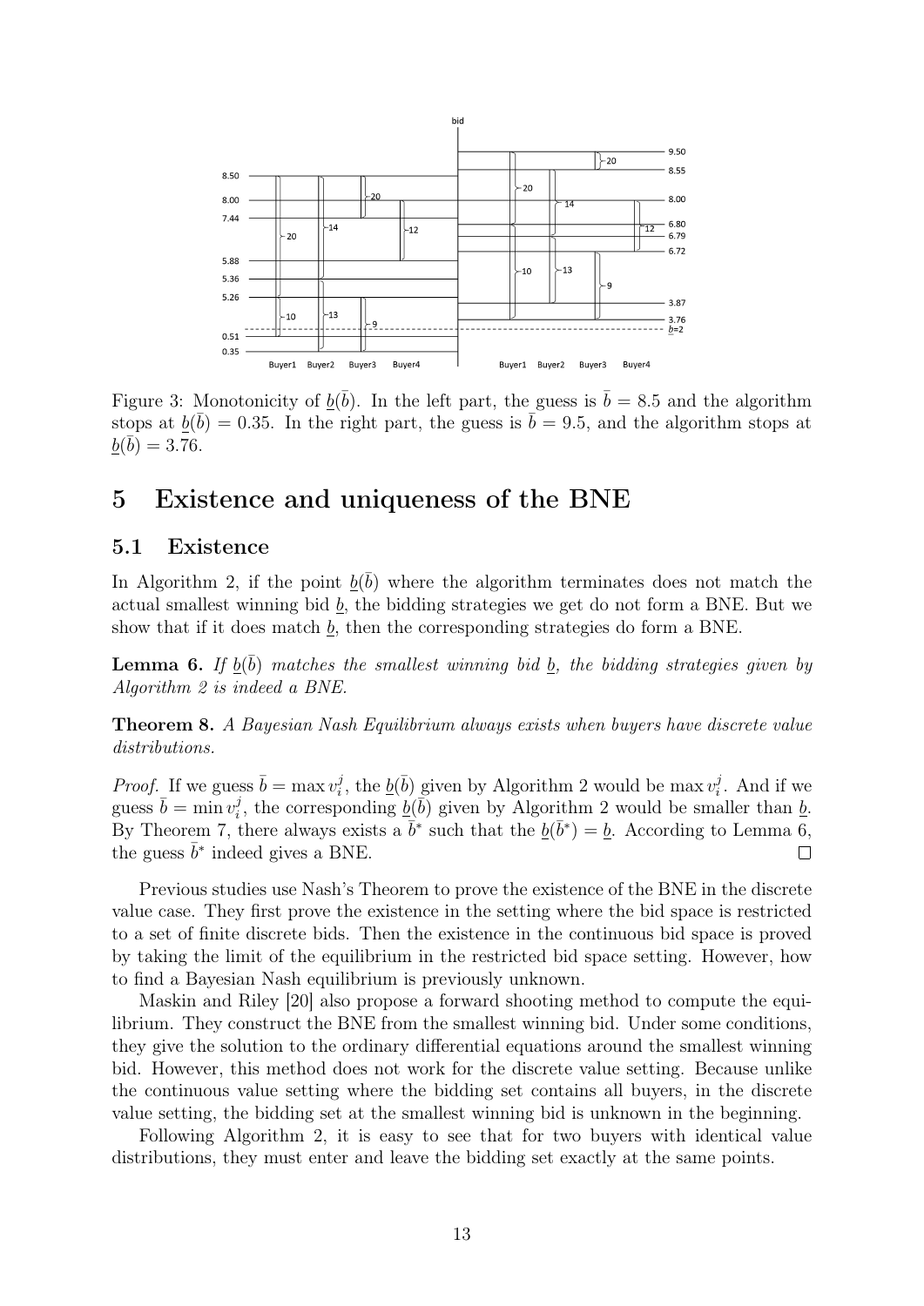Figure 3: Monotonicity of $\underline{b}(\bar{b})$. In the left part, the guess is $\bar{b} = 8.5$ and the algorithm stops at $\underline{b}(\bar{b}) = 0.35$. In the right part, the guess is $\bar{b} = 9.5$, and the algorithm stops at $\underline{b}(\bar{b}) = 3.76$.

# 5 Existence and uniqueness of the BNE

## 5.1 Existence

In Algorithm 2, if the point $\underline{b}(\bar{b})$ where the algorithm terminates does not match the actual smallest winning bid $\underline{b}$, the bidding strategies we get do not form a BNE. But we show that if it does match $\underline{b}$, then the corresponding strategies do form a BNE.

**Lemma 6.** *If $\underline{b}(\bar{b})$ matches the smallest winning bid $\underline{b}$, the bidding strategies given by Algorithm 2 is indeed a BNE.*

**Theorem 8.** *A Bayesian Nash Equilibrium always exists when buyers have discrete value distributions.*

*Proof.* If we guess $\bar{b} = \max v_i^j$, the $\underline{b}(\bar{b})$ given by Algorithm 2 would be $\max v_i^j$. And if we guess $\bar{b} = \min v_i^j$, the corresponding $\underline{b}(\bar{b})$ given by Algorithm 2 would be smaller than $\underline{b}$. By Theorem 7, there always exists a $\bar{b}^*$ such that the $\underline{b}(\bar{b}^*) = \underline{b}$. According to Lemma 6, the guess $\bar{b}^*$ indeed gives a BNE. □

Previous studies use Nash's Theorem to prove the existence of the BNE in the discrete value case. They first prove the existence in the setting where the bid space is restricted to a set of finite discrete bids. Then the existence in the continuous bid space is proved by taking the limit of the equilibrium in the restricted bid space setting. However, how to find a Bayesian Nash equilibrium is previously unknown.

Maskin and Riley [20] also propose a forward shooting method to compute the equilibrium. They construct the BNE from the smallest winning bid. Under some conditions, they give the solution to the ordinary differential equations around the smallest winning bid. However, this method does not work for the discrete value setting. Because unlike the continuous value setting where the bidding set contains all buyers, in the discrete value setting, the bidding set at the smallest winning bid is unknown in the beginning.

Following Algorithm 2, it is easy to see that for two buyers with identical value distributions, they must enter and leave the bidding set exactly at the same points.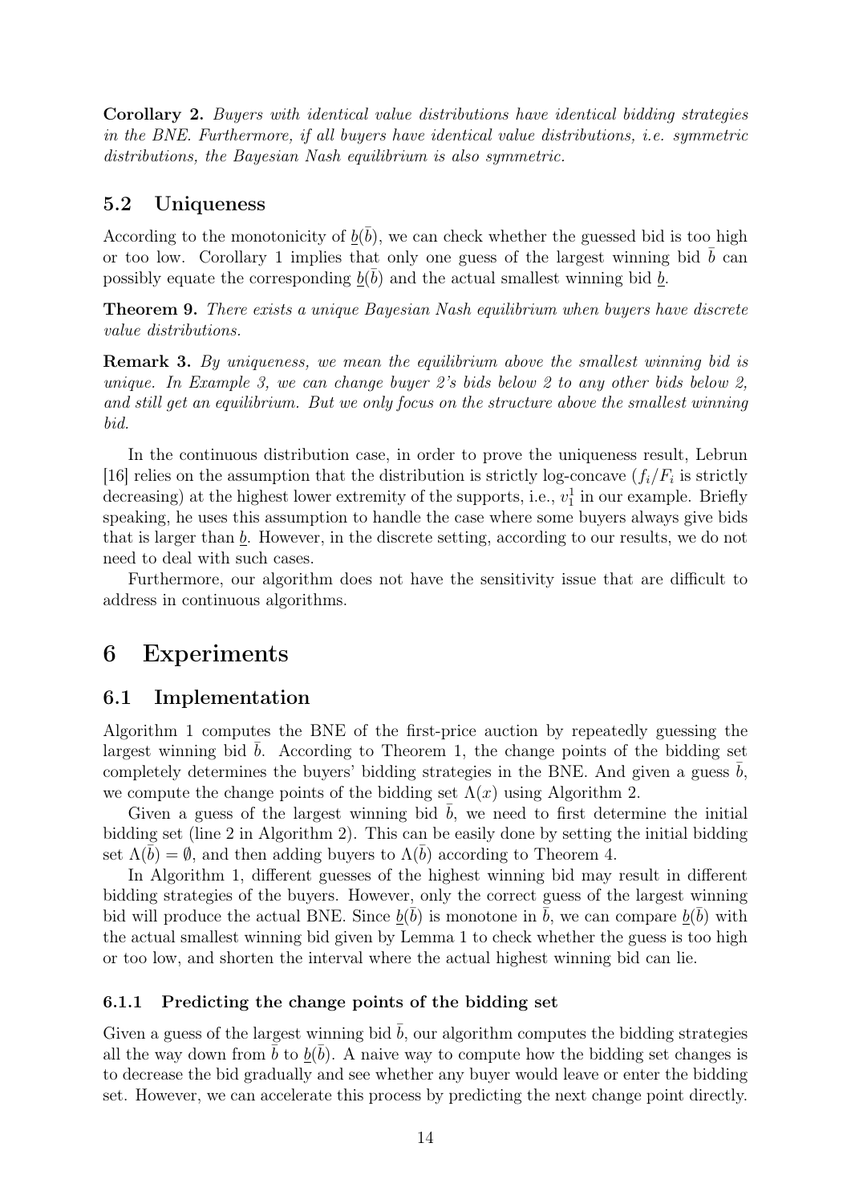**Corollary 2.** *Buyers with identical value distributions have identical bidding strategies in the BNE. Furthermore, if all buyers have identical value distributions, i.e. symmetric distributions, the Bayesian Nash equilibrium is also symmetric.*

## 5.2 Uniqueness

According to the monotonicity of $\underline{b}(\bar{b})$, we can check whether the guessed bid is too high or too low. Corollary 1 implies that only one guess of the largest winning bid $\bar{b}$ can possibly equate the corresponding $\underline{b}(\bar{b})$ and the actual smallest winning bid $\underline{b}$.

**Theorem 9.** *There exists a unique Bayesian Nash equilibrium when buyers have discrete value distributions.*

**Remark 3.** *By uniqueness, we mean the equilibrium above the smallest winning bid is unique. In Example 3, we can change buyer 2's bids below 2 to any other bids below 2, and still get an equilibrium. But we only focus on the structure above the smallest winning bid.*

In the continuous distribution case, in order to prove the uniqueness result, Lebrun [16] relies on the assumption that the distribution is strictly log-concave ($f_i/F_i$ is strictly decreasing) at the highest lower extremity of the supports, i.e., $v_1^1$ in our example. Briefly speaking, he uses this assumption to handle the case where some buyers always give bids that is larger than $\underline{b}$. However, in the discrete setting, according to our results, we do not need to deal with such cases.

Furthermore, our algorithm does not have the sensitivity issue that are difficult to address in continuous algorithms.

# 6 Experiments

## 6.1 Implementation

Algorithm 1 computes the BNE of the first-price auction by repeatedly guessing the largest winning bid $\bar{b}$. According to Theorem 1, the change points of the bidding set completely determines the buyers' bidding strategies in the BNE. And given a guess $\bar{b}$, we compute the change points of the bidding set $\Lambda(x)$ using Algorithm 2.

Given a guess of the largest winning bid $\bar{b}$, we need to first determine the initial bidding set (line 2 in Algorithm 2). This can be easily done by setting the initial bidding set $\Lambda(\bar{b}) = \emptyset$, and then adding buyers to $\Lambda(\bar{b})$ according to Theorem 4.

In Algorithm 1, different guesses of the highest winning bid may result in different bidding strategies of the buyers. However, only the correct guess of the largest winning bid will produce the actual BNE. Since $\underline{b}(\bar{b})$ is monotone in $\bar{b}$, we can compare $\underline{b}(\bar{b})$ with the actual smallest winning bid given by Lemma 1 to check whether the guess is too high or too low, and shorten the interval where the actual highest winning bid can lie.

### 6.1.1 Predicting the change points of the bidding set

Given a guess of the largest winning bid $\bar{b}$, our algorithm computes the bidding strategies all the way down from $\bar{b}$ to $\underline{b}(\bar{b})$. A naive way to compute how the bidding set changes is to decrease the bid gradually and see whether any buyer would leave or enter the bidding set. However, we can accelerate this process by predicting the next change point directly.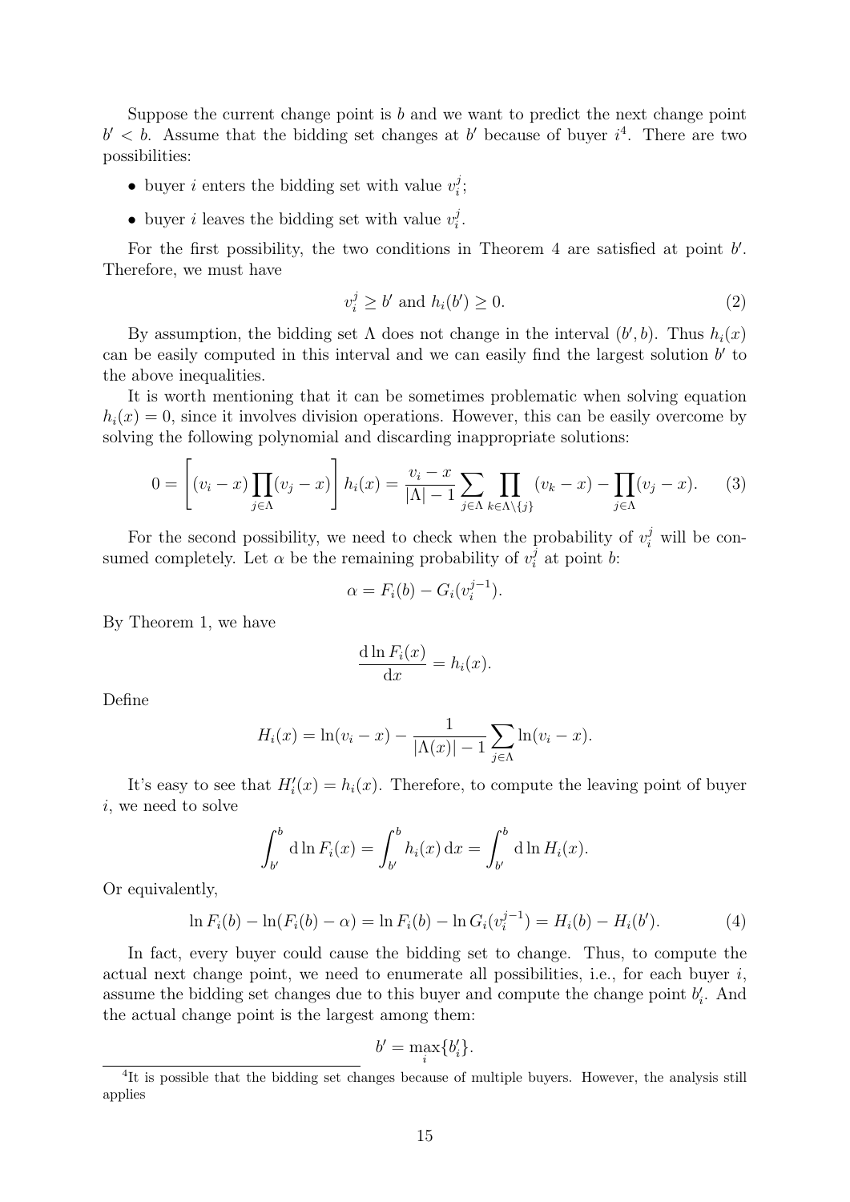Suppose the current change point is $b$ and we want to predict the next change point $b' < b$. Assume that the bidding set changes at $b'$ because of buyer $i$[4]. There are two possibilities:

- buyer $i$ enters the bidding set with value $v_i^j$;
- buyer $i$ leaves the bidding set with value $v_i^j$.

For the first possibility, the two conditions in Theorem 4 are satisfied at point $b'$. Therefore, we must have

$$v_i^j \geq b' \text{ and } h_i(b') \geq 0. \tag{2}$$

By assumption, the bidding set $\Lambda$ does not change in the interval $(b', b)$. Thus $h_i(x)$ can be easily computed in this interval and we can easily find the largest solution $b'$ to the above inequalities.

It is worth mentioning that it can be sometimes problematic when solving equation $h_i(x) = 0$, since it involves division operations. However, this can be easily overcome by solving the following polynomial and discarding inappropriate solutions:

$$0 = \left[(v_i - x)\prod_{j\in\Lambda}(v_j - x)\right] h_i(x) = \frac{v_i - x}{|\Lambda| - 1}\sum_{j\in\Lambda}\prod_{k\in\Lambda\setminus\{j\}}(v_k - x) - \prod_{j\in\Lambda}(v_j - x). \tag{3}$$

For the second possibility, we need to check when the probability of $v_i^j$ will be consumed completely. Let $\alpha$ be the remaining probability of $v_i^j$ at point $b$:

$$\alpha = F_i(b) - G_i(v_i^{j-1}).$$

By Theorem 1, we have

$$\frac{\mathrm{d}\ln F_i(x)}{\mathrm{d}x} = h_i(x).$$

Define

$$H_i(x) = \ln(v_i - x) - \frac{1}{|\Lambda(x)| - 1}\sum_{j\in\Lambda}\ln(v_i - x).$$

It's easy to see that $H_i'(x) = h_i(x)$. Therefore, to compute the leaving point of buyer $i$, we need to solve

$$\int_{b'}^{b} \mathrm{d}\ln F_i(x) = \int_{b'}^{b} h_i(x)\,\mathrm{d}x = \int_{b'}^{b} \mathrm{d}\ln H_i(x).$$

Or equivalently,

$$\ln F_i(b) - \ln(F_i(b) - \alpha) = \ln F_i(b) - \ln G_i(v_i^{j-1}) = H_i(b) - H_i(b'). \tag{4}$$

In fact, every buyer could cause the bidding set to change. Thus, to compute the actual next change point, we need to enumerate all possibilities, i.e., for each buyer $i$, assume the bidding set changes due to this buyer and compute the change point $b_i'$. And the actual change point is the largest among them:

$$b' = \max_i\{b_i'\}.$$

[4]It is possible that the bidding set changes because of multiple buyers. However, the analysis still applies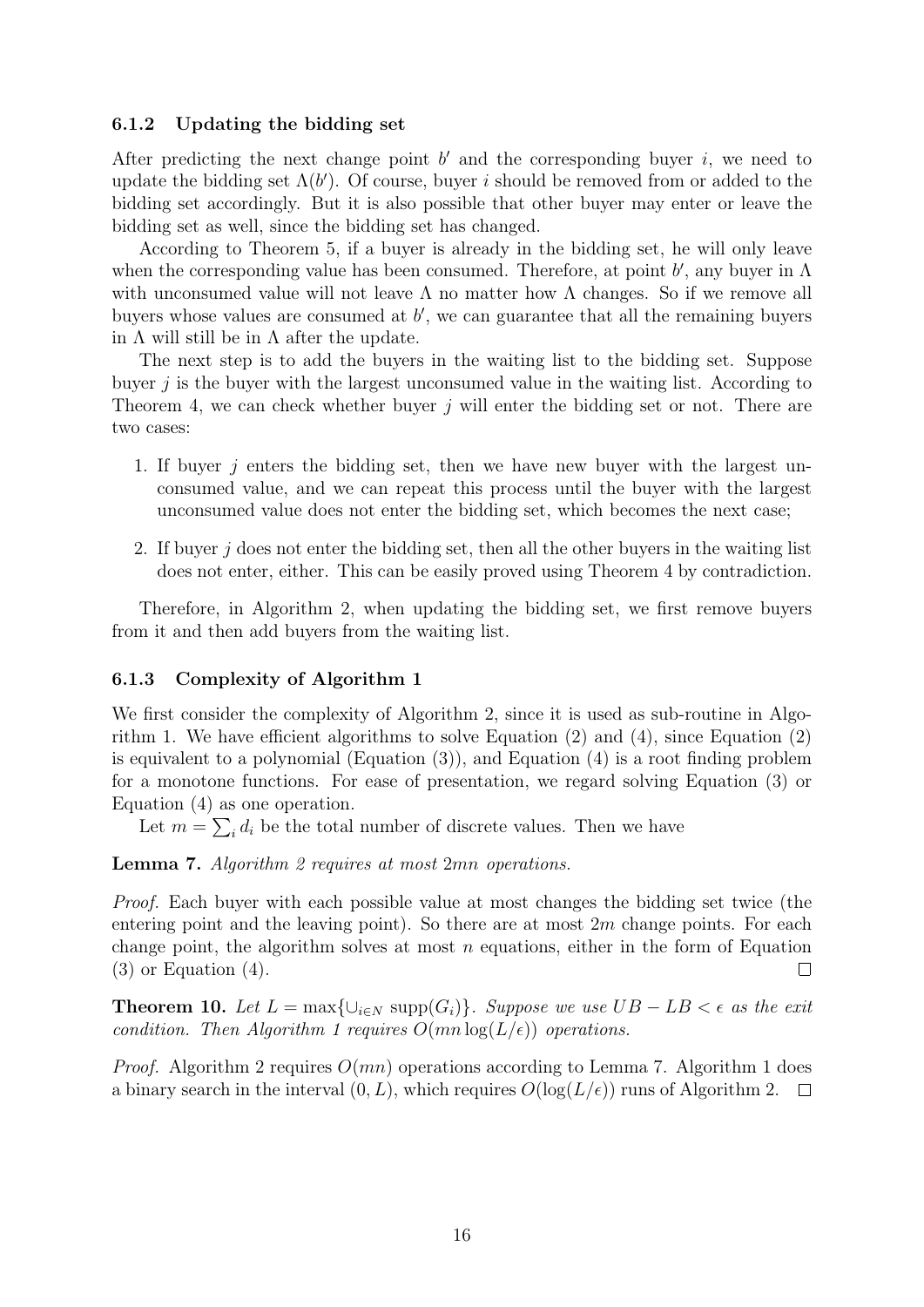#### 6.1.2 Updating the bidding set

After predicting the next change point $b'$ and the corresponding buyer $i$, we need to update the bidding set $\Lambda(b')$. Of course, buyer $i$ should be removed from or added to the bidding set accordingly. But it is also possible that other buyer may enter or leave the bidding set as well, since the bidding set has changed.

According to Theorem 5, if a buyer is already in the bidding set, he will only leave when the corresponding value has been consumed. Therefore, at point $b'$, any buyer in $\Lambda$ with unconsumed value will not leave $\Lambda$ no matter how $\Lambda$ changes. So if we remove all buyers whose values are consumed at $b'$, we can guarantee that all the remaining buyers in $\Lambda$ will still be in $\Lambda$ after the update.

The next step is to add the buyers in the waiting list to the bidding set. Suppose buyer $j$ is the buyer with the largest unconsumed value in the waiting list. According to Theorem 4, we can check whether buyer $j$ will enter the bidding set or not. There are two cases:

1. If buyer $j$ enters the bidding set, then we have new buyer with the largest unconsumed value, and we can repeat this process until the buyer with the largest unconsumed value does not enter the bidding set, which becomes the next case;
2. If buyer $j$ does not enter the bidding set, then all the other buyers in the waiting list does not enter, either. This can be easily proved using Theorem 4 by contradiction.

Therefore, in Algorithm 2, when updating the bidding set, we first remove buyers from it and then add buyers from the waiting list.

#### 6.1.3 Complexity of Algorithm 1

We first consider the complexity of Algorithm 2, since it is used as sub-routine in Algorithm 1. We have efficient algorithms to solve Equation (2) and (4), since Equation (2) is equivalent to a polynomial (Equation (3)), and Equation (4) is a root finding problem for a monotone functions. For ease of presentation, we regard solving Equation (3) or Equation (4) as one operation.

Let $m = \sum_i d_i$ be the total number of discrete values. Then we have

**Lemma 7.** *Algorithm 2 requires at most* $2mn$ *operations.*

*Proof.* Each buyer with each possible value at most changes the bidding set twice (the entering point and the leaving point). So there are at most $2m$ change points. For each change point, the algorithm solves at most $n$ equations, either in the form of Equation (3) or Equation (4). $\square$

**Theorem 10.** *Let* $L = \max\{\cup_{i \in N} \operatorname{supp}(G_i)\}$*. Suppose we use* $UB - LB < \epsilon$ *as the exit condition. Then Algorithm 1 requires* $O(mn \log(L/\epsilon))$ *operations.*

*Proof.* Algorithm 2 requires $O(mn)$ operations according to Lemma 7. Algorithm 1 does a binary search in the interval $(0, L)$, which requires $O(\log(L/\epsilon))$ runs of Algorithm 2. $\square$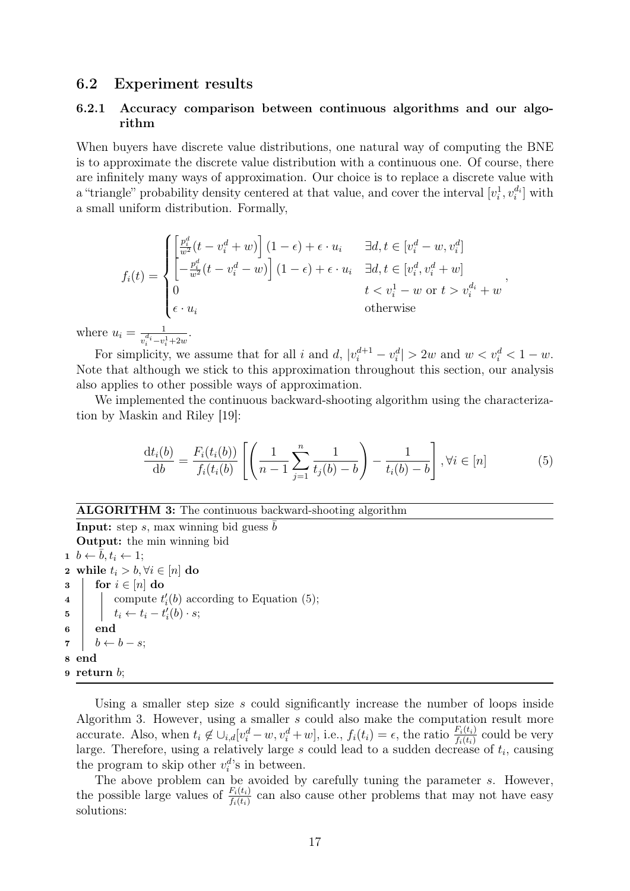## 6.2 Experiment results

### 6.2.1 Accuracy comparison between continuous algorithms and our algorithm

When buyers have discrete value distributions, one natural way of computing the BNE is to approximate the discrete value distribution with a continuous one. Of course, there are infinitely many ways of approximation. Our choice is to replace a discrete value with a "triangle" probability density centered at that value, and cover the interval $[v_i^1, v_i^{d_i}]$ with a small uniform distribution. Formally,

$$
f_i(t) = \begin{cases} \left[\frac{p_i^d}{w^2}(t - v_i^d + w)\right](1-\epsilon) + \epsilon \cdot u_i & \exists d, t \in [v_i^d - w, v_i^d] \\ \left[-\frac{p_i^d}{w^2}(t - v_i^d - w)\right](1-\epsilon) + \epsilon \cdot u_i & \exists d, t \in [v_i^d, v_i^d + w] \\ 0 & t < v_i^1 - w \text{ or } t > v_i^{d_i} + w \\ \epsilon \cdot u_i & \text{otherwise} \end{cases},
$$

where $u_i = \frac{1}{v_i^{d_i} - v_i^1 + 2w}$.

For simplicity, we assume that for all $i$ and $d$, $|v_i^{d+1} - v_i^d| > 2w$ and $w < v_i^d < 1 - w$. Note that although we stick to this approximation throughout this section, our analysis also applies to other possible ways of approximation.

We implemented the continuous backward-shooting algorithm using the characterization by Maskin and Riley [19]:

$$
\frac{\mathrm{d}t_i(b)}{\mathrm{d}b} = \frac{F_i(t_i(b))}{f_i(t_i(b))}\left[\left(\frac{1}{n-1}\sum_{j=1}^{n}\frac{1}{t_j(b) - b}\right) - \frac{1}{t_i(b) - b}\right], \forall i \in [n] \tag{5}
$$

**ALGORITHM 3:** The continuous backward-shooting algorithm

**Input:** step $s$, max winning bid guess $\bar{b}$

**Output:** the min winning bid

```
1  b ← b̄, t_i ← 1;
2  while t_i > b, ∀i ∈ [n] do
3      for i ∈ [n] do
4          compute t'_i(b) according to Equation (5);
5          t_i ← t_i − t'_i(b) · s;
6      end
7      b ← b − s;
8  end
9  return b;
```

Using a smaller step size $s$ could significantly increase the number of loops inside Algorithm 3. However, using a smaller $s$ could also make the computation result more accurate. Also, when $t_i \notin \cup_{i,d}[v_i^d - w, v_i^d + w]$, i.e., $f_i(t_i) = \epsilon$, the ratio $\frac{F_i(t_i)}{f_i(t_i)}$ could be very large. Therefore, using a relatively large $s$ could lead to a sudden decrease of $t_i$, causing the program to skip other $v_i^d$'s in between.

The above problem can be avoided by carefully tuning the parameter $s$. However, the possible large values of $\frac{F_i(t_i)}{f_i(t_i)}$ can also cause other problems that may not have easy solutions: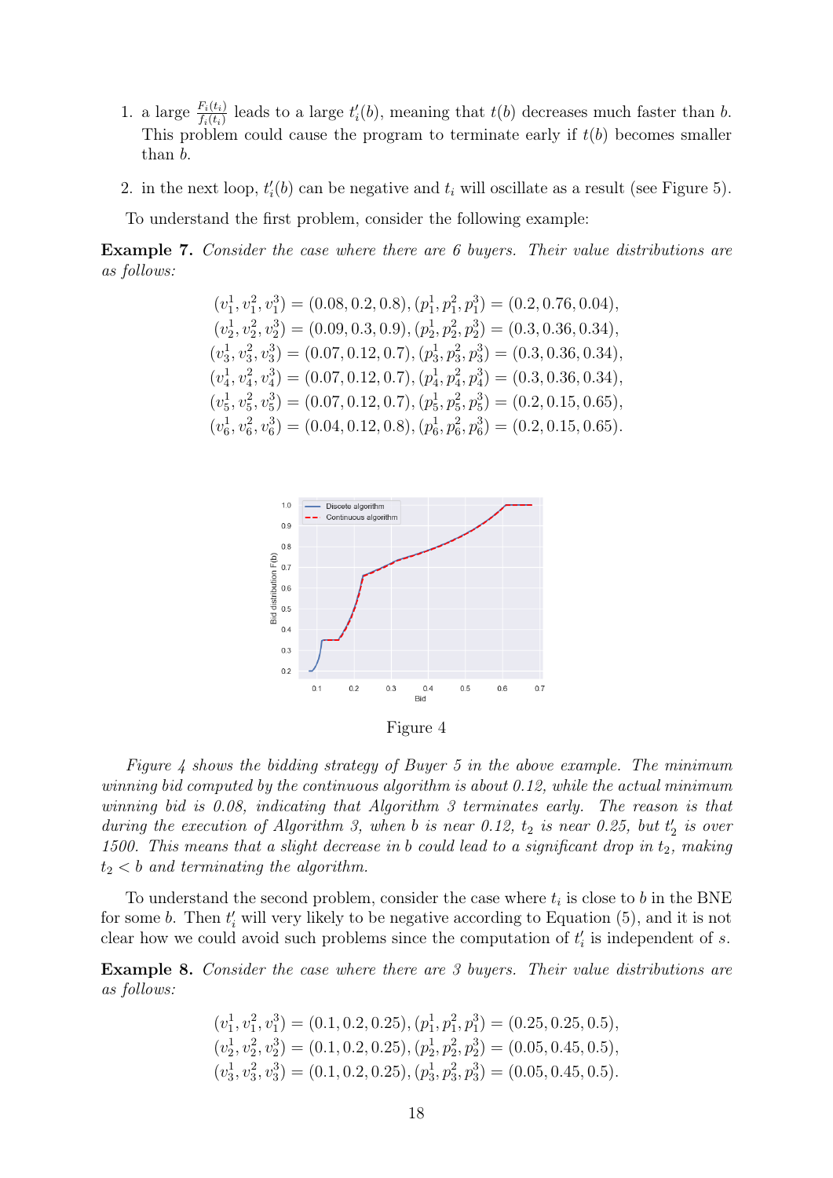1. a large $\frac{F_i(t_i)}{f_i(t_i)}$ leads to a large $t_i'(b)$, meaning that $t(b)$ decreases much faster than $b$. This problem could cause the program to terminate early if $t(b)$ becomes smaller than $b$.

2. in the next loop, $t_i'(b)$ can be negative and $t_i$ will oscillate as a result (see Figure 5).

To understand the first problem, consider the following example:

**Example 7.** *Consider the case where there are 6 buyers. Their value distributions are as follows:*

$$
\begin{aligned}
(v_1^1, v_1^2, v_1^3) &= (0.08, 0.2, 0.8), (p_1^1, p_1^2, p_1^3) = (0.2, 0.76, 0.04), \\
(v_2^1, v_2^2, v_2^3) &= (0.09, 0.3, 0.9), (p_2^1, p_2^2, p_2^3) = (0.3, 0.36, 0.34), \\
(v_3^1, v_3^2, v_3^3) &= (0.07, 0.12, 0.7), (p_3^1, p_3^2, p_3^3) = (0.3, 0.36, 0.34), \\
(v_4^1, v_4^2, v_4^3) &= (0.07, 0.12, 0.7), (p_4^1, p_4^2, p_4^3) = (0.3, 0.36, 0.34), \\
(v_5^1, v_5^2, v_5^3) &= (0.07, 0.12, 0.7), (p_5^1, p_5^2, p_5^3) = (0.2, 0.15, 0.65), \\
(v_6^1, v_6^2, v_6^3) &= (0.04, 0.12, 0.8), (p_6^1, p_6^2, p_6^3) = (0.2, 0.15, 0.65).
\end{aligned}
$$

Figure 4

*Figure 4 shows the bidding strategy of Buyer 5 in the above example. The minimum winning bid computed by the continuous algorithm is about 0.12, while the actual minimum winning bid is 0.08, indicating that Algorithm 3 terminates early. The reason is that during the execution of Algorithm 3, when $b$ is near 0.12, $t_2$ is near 0.25, but $t_2'$ is over 1500. This means that a slight decrease in $b$ could lead to a significant drop in $t_2$, making $t_2 < b$ and terminating the algorithm.*

To understand the second problem, consider the case where $t_i$ is close to $b$ in the BNE for some $b$. Then $t_i'$ will very likely to be negative according to Equation (5), and it is not clear how we could avoid such problems since the computation of $t_i'$ is independent of $s$.

**Example 8.** *Consider the case where there are 3 buyers. Their value distributions are as follows:*

$$
\begin{aligned}
(v_1^1, v_1^2, v_1^3) &= (0.1, 0.2, 0.25), (p_1^1, p_1^2, p_1^3) = (0.25, 0.25, 0.5), \\
(v_2^1, v_2^2, v_2^3) &= (0.1, 0.2, 0.25), (p_2^1, p_2^2, p_2^3) = (0.05, 0.45, 0.5), \\
(v_3^1, v_3^2, v_3^3) &= (0.1, 0.2, 0.25), (p_3^1, p_3^2, p_3^3) = (0.05, 0.45, 0.5).
\end{aligned}
$$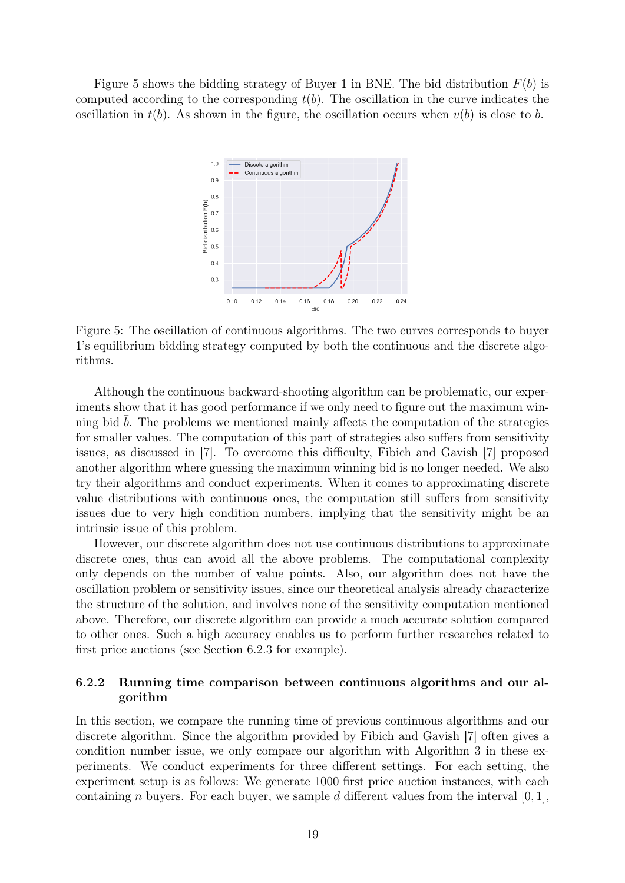Figure 5 shows the bidding strategy of Buyer 1 in BNE. The bid distribution $F(b)$ is computed according to the corresponding $t(b)$. The oscillation in the curve indicates the oscillation in $t(b)$. As shown in the figure, the oscillation occurs when $v(b)$ is close to $b$.

Figure 5: The oscillation of continuous algorithms. The two curves corresponds to buyer 1's equilibrium bidding strategy computed by both the continuous and the discrete algorithms.

Although the continuous backward-shooting algorithm can be problematic, our experiments show that it has good performance if we only need to figure out the maximum winning bid $\bar{b}$. The problems we mentioned mainly affects the computation of the strategies for smaller values. The computation of this part of strategies also suffers from sensitivity issues, as discussed in [7]. To overcome this difficulty, Fibich and Gavish [7] proposed another algorithm where guessing the maximum winning bid is no longer needed. We also try their algorithms and conduct experiments. When it comes to approximating discrete value distributions with continuous ones, the computation still suffers from sensitivity issues due to very high condition numbers, implying that the sensitivity might be an intrinsic issue of this problem.

However, our discrete algorithm does not use continuous distributions to approximate discrete ones, thus can avoid all the above problems. The computational complexity only depends on the number of value points. Also, our algorithm does not have the oscillation problem or sensitivity issues, since our theoretical analysis already characterize the structure of the solution, and involves none of the sensitivity computation mentioned above. Therefore, our discrete algorithm can provide a much accurate solution compared to other ones. Such a high accuracy enables us to perform further researches related to first price auctions (see Section 6.2.3 for example).

### 6.2.2 Running time comparison between continuous algorithms and our algorithm

In this section, we compare the running time of previous continuous algorithms and our discrete algorithm. Since the algorithm provided by Fibich and Gavish [7] often gives a condition number issue, we only compare our algorithm with Algorithm 3 in these experiments. We conduct experiments for three different settings. For each setting, the experiment setup is as follows: We generate 1000 first price auction instances, with each containing $n$ buyers. For each buyer, we sample $d$ different values from the interval $[0, 1]$,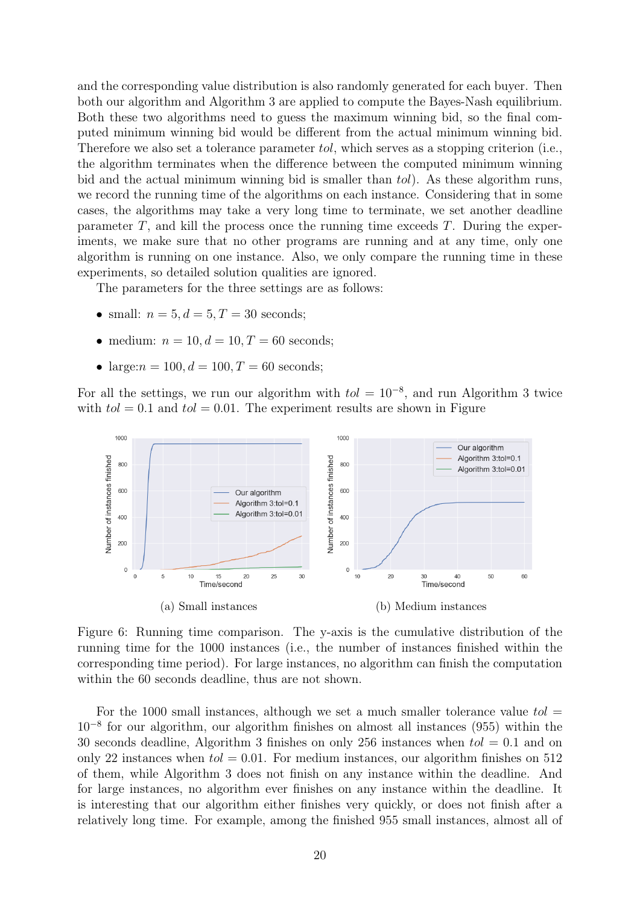and the corresponding value distribution is also randomly generated for each buyer. Then both our algorithm and Algorithm 3 are applied to compute the Bayes-Nash equilibrium. Both these two algorithms need to guess the maximum winning bid, so the final computed minimum winning bid would be different from the actual minimum winning bid. Therefore we also set a tolerance parameter *tol*, which serves as a stopping criterion (i.e., the algorithm terminates when the difference between the computed minimum winning bid and the actual minimum winning bid is smaller than *tol*). As these algorithm runs, we record the running time of the algorithms on each instance. Considering that in some cases, the algorithms may take a very long time to terminate, we set another deadline parameter $T$, and kill the process once the running time exceeds $T$. During the experiments, we make sure that no other programs are running and at any time, only one algorithm is running on one instance. Also, we only compare the running time in these experiments, so detailed solution qualities are ignored.

The parameters for the three settings are as follows:

- small: $n = 5, d = 5, T = 30$ seconds;
- medium: $n = 10, d = 10, T = 60$ seconds;
- large: $n = 100, d = 100, T = 60$ seconds;

For all the settings, we run our algorithm with $tol = 10^{-8}$, and run Algorithm 3 twice with $tol = 0.1$ and $tol = 0.01$. The experiment results are shown in Figure

(a) Small instances

(b) Medium instances

Figure 6: Running time comparison. The y-axis is the cumulative distribution of the running time for the 1000 instances (i.e., the number of instances finished within the corresponding time period). For large instances, no algorithm can finish the computation within the 60 seconds deadline, thus are not shown.

For the 1000 small instances, although we set a much smaller tolerance value $tol = 10^{-8}$ for our algorithm, our algorithm finishes on almost all instances (955) within the 30 seconds deadline, Algorithm 3 finishes on only 256 instances when $tol = 0.1$ and on only 22 instances when $tol = 0.01$. For medium instances, our algorithm finishes on 512 of them, while Algorithm 3 does not finish on any instance within the deadline. And for large instances, no algorithm ever finishes on any instance within the deadline. It is interesting that our algorithm either finishes very quickly, or does not finish after a relatively long time. For example, among the finished 955 small instances, almost all of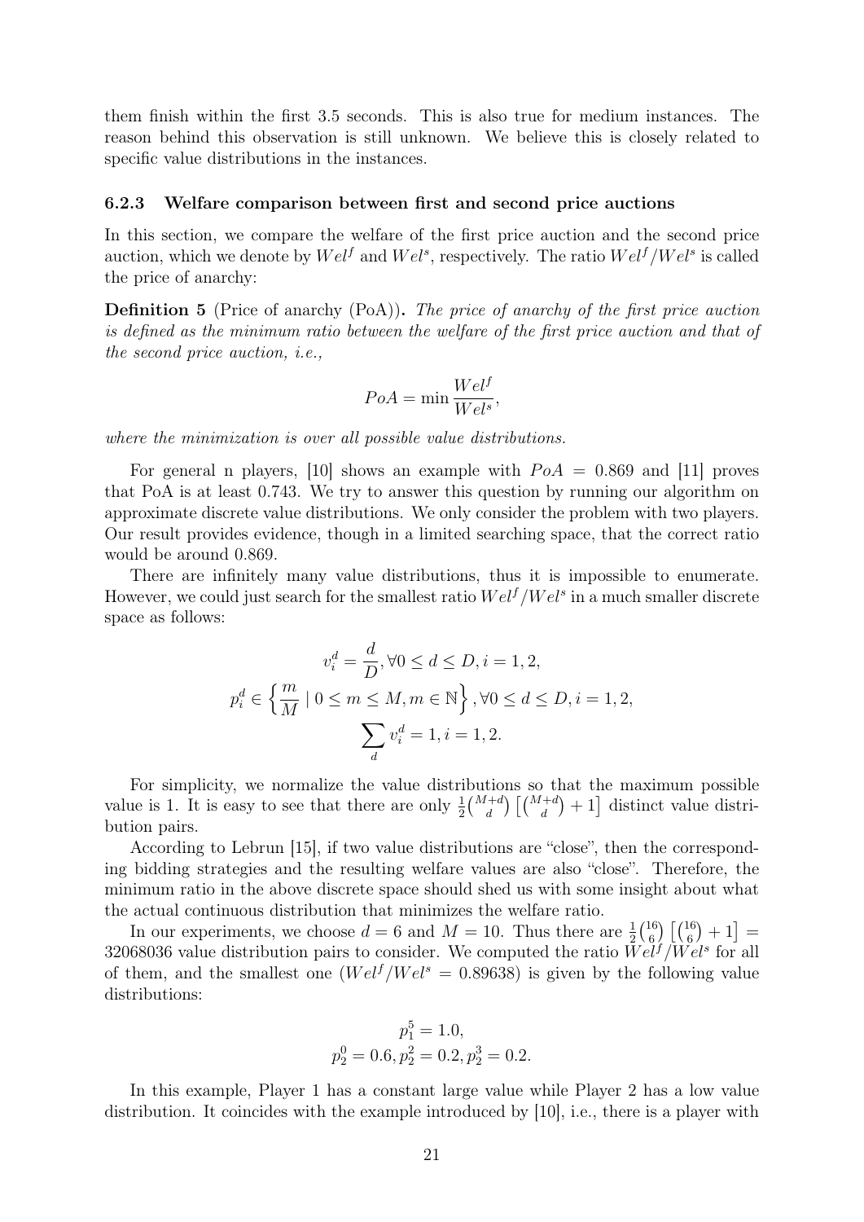them finish within the first 3.5 seconds. This is also true for medium instances. The reason behind this observation is still unknown. We believe this is closely related to specific value distributions in the instances.

### 6.2.3 Welfare comparison between first and second price auctions

In this section, we compare the welfare of the first price auction and the second price auction, which we denote by $Wel^f$ and $Wel^s$, respectively. The ratio $Wel^f/Wel^s$ is called the price of anarchy:

**Definition 5** (Price of anarchy (PoA))**.** *The price of anarchy of the first price auction is defined as the minimum ratio between the welfare of the first price auction and that of the second price auction, i.e.,*

$$PoA = \min \frac{Wel^f}{Wel^s},$$

*where the minimization is over all possible value distributions.*

For general n players, [10] shows an example with $PoA = 0.869$ and [11] proves that PoA is at least 0.743. We try to answer this question by running our algorithm on approximate discrete value distributions. We only consider the problem with two players. Our result provides evidence, though in a limited searching space, that the correct ratio would be around 0.869.

There are infinitely many value distributions, thus it is impossible to enumerate. However, we could just search for the smallest ratio $Wel^f/Wel^s$ in a much smaller discrete space as follows:

$$v_i^d = \frac{d}{D}, \forall 0 \leq d \leq D, i = 1, 2,$$

$$p_i^d \in \left\{ \frac{m}{M} \mid 0 \leq m \leq M, m \in \mathbb{N} \right\}, \forall 0 \leq d \leq D, i = 1, 2,$$

$$\sum_d v_i^d = 1, i = 1, 2.$$

For simplicity, we normalize the value distributions so that the maximum possible value is 1. It is easy to see that there are only $\frac{1}{2}\binom{M+d}{d}\left[\binom{M+d}{d}+1\right]$ distinct value distribution pairs.

According to Lebrun [15], if two value distributions are "close", then the corresponding bidding strategies and the resulting welfare values are also "close". Therefore, the minimum ratio in the above discrete space should shed us with some insight about what the actual continuous distribution that minimizes the welfare ratio.

In our experiments, we choose $d = 6$ and $M = 10$. Thus there are $\frac{1}{2}\binom{16}{6}\left[\binom{16}{6}+1\right] = 32068036$ value distribution pairs to consider. We computed the ratio $Wel^f/Wel^s$ for all of them, and the smallest one ($Wel^f/Wel^s = 0.89638$) is given by the following value distributions:

$$p_1^5 = 1.0,$$

$$p_2^0 = 0.6, p_2^2 = 0.2, p_2^3 = 0.2.$$

In this example, Player 1 has a constant large value while Player 2 has a low value distribution. It coincides with the example introduced by [10], i.e., there is a player with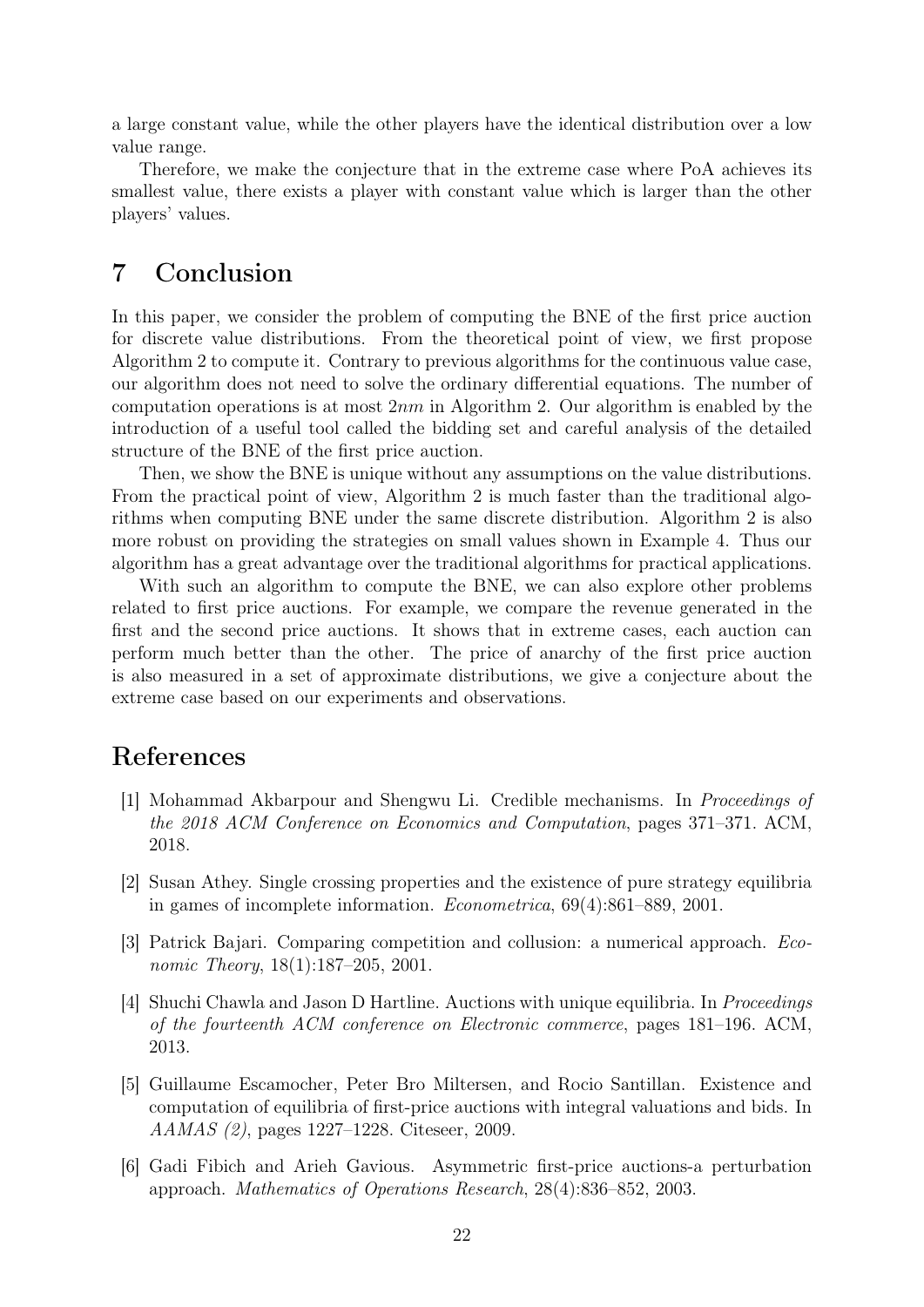a large constant value, while the other players have the identical distribution over a low value range.

Therefore, we make the conjecture that in the extreme case where PoA achieves its smallest value, there exists a player with constant value which is larger than the other players' values.

# 7 Conclusion

In this paper, we consider the problem of computing the BNE of the first price auction for discrete value distributions. From the theoretical point of view, we first propose Algorithm 2 to compute it. Contrary to previous algorithms for the continuous value case, our algorithm does not need to solve the ordinary differential equations. The number of computation operations is at most $2nm$ in Algorithm 2. Our algorithm is enabled by the introduction of a useful tool called the bidding set and careful analysis of the detailed structure of the BNE of the first price auction.

Then, we show the BNE is unique without any assumptions on the value distributions. From the practical point of view, Algorithm 2 is much faster than the traditional algorithms when computing BNE under the same discrete distribution. Algorithm 2 is also more robust on providing the strategies on small values shown in Example 4. Thus our algorithm has a great advantage over the traditional algorithms for practical applications.

With such an algorithm to compute the BNE, we can also explore other problems related to first price auctions. For example, we compare the revenue generated in the first and the second price auctions. It shows that in extreme cases, each auction can perform much better than the other. The price of anarchy of the first price auction is also measured in a set of approximate distributions, we give a conjecture about the extreme case based on our experiments and observations.

# References

[1] Mohammad Akbarpour and Shengwu Li. Credible mechanisms. In *Proceedings of the 2018 ACM Conference on Economics and Computation*, pages 371–371. ACM, 2018.

[2] Susan Athey. Single crossing properties and the existence of pure strategy equilibria in games of incomplete information. *Econometrica*, 69(4):861–889, 2001.

[3] Patrick Bajari. Comparing competition and collusion: a numerical approach. *Economic Theory*, 18(1):187–205, 2001.

[4] Shuchi Chawla and Jason D Hartline. Auctions with unique equilibria. In *Proceedings of the fourteenth ACM conference on Electronic commerce*, pages 181–196. ACM, 2013.

[5] Guillaume Escamocher, Peter Bro Miltersen, and Rocio Santillan. Existence and computation of equilibria of first-price auctions with integral valuations and bids. In *AAMAS (2)*, pages 1227–1228. Citeseer, 2009.

[6] Gadi Fibich and Arieh Gavious. Asymmetric first-price auctions-a perturbation approach. *Mathematics of Operations Research*, 28(4):836–852, 2003.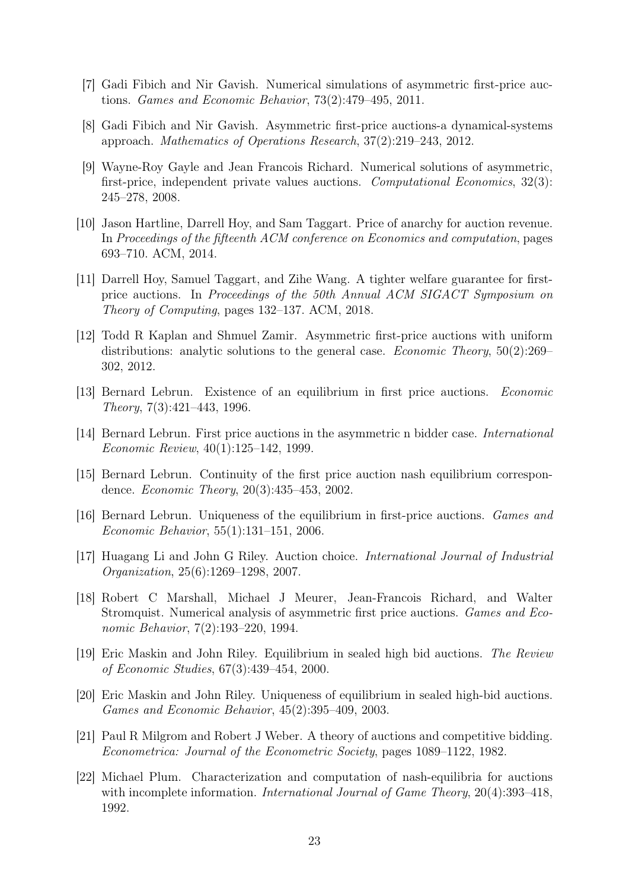[7] Gadi Fibich and Nir Gavish. Numerical simulations of asymmetric first-price auctions. *Games and Economic Behavior*, 73(2):479–495, 2011.

[8] Gadi Fibich and Nir Gavish. Asymmetric first-price auctions-a dynamical-systems approach. *Mathematics of Operations Research*, 37(2):219–243, 2012.

[9] Wayne-Roy Gayle and Jean Francois Richard. Numerical solutions of asymmetric, first-price, independent private values auctions. *Computational Economics*, 32(3): 245–278, 2008.

[10] Jason Hartline, Darrell Hoy, and Sam Taggart. Price of anarchy for auction revenue. In *Proceedings of the fifteenth ACM conference on Economics and computation*, pages 693–710. ACM, 2014.

[11] Darrell Hoy, Samuel Taggart, and Zihe Wang. A tighter welfare guarantee for first-price auctions. In *Proceedings of the 50th Annual ACM SIGACT Symposium on Theory of Computing*, pages 132–137. ACM, 2018.

[12] Todd R Kaplan and Shmuel Zamir. Asymmetric first-price auctions with uniform distributions: analytic solutions to the general case. *Economic Theory*, 50(2):269–302, 2012.

[13] Bernard Lebrun. Existence of an equilibrium in first price auctions. *Economic Theory*, 7(3):421–443, 1996.

[14] Bernard Lebrun. First price auctions in the asymmetric n bidder case. *International Economic Review*, 40(1):125–142, 1999.

[15] Bernard Lebrun. Continuity of the first price auction nash equilibrium correspondence. *Economic Theory*, 20(3):435–453, 2002.

[16] Bernard Lebrun. Uniqueness of the equilibrium in first-price auctions. *Games and Economic Behavior*, 55(1):131–151, 2006.

[17] Huagang Li and John G Riley. Auction choice. *International Journal of Industrial Organization*, 25(6):1269–1298, 2007.

[18] Robert C Marshall, Michael J Meurer, Jean-Francois Richard, and Walter Stromquist. Numerical analysis of asymmetric first price auctions. *Games and Economic Behavior*, 7(2):193–220, 1994.

[19] Eric Maskin and John Riley. Equilibrium in sealed high bid auctions. *The Review of Economic Studies*, 67(3):439–454, 2000.

[20] Eric Maskin and John Riley. Uniqueness of equilibrium in sealed high-bid auctions. *Games and Economic Behavior*, 45(2):395–409, 2003.

[21] Paul R Milgrom and Robert J Weber. A theory of auctions and competitive bidding. *Econometrica: Journal of the Econometric Society*, pages 1089–1122, 1982.

[22] Michael Plum. Characterization and computation of nash-equilibria for auctions with incomplete information. *International Journal of Game Theory*, 20(4):393–418, 1992.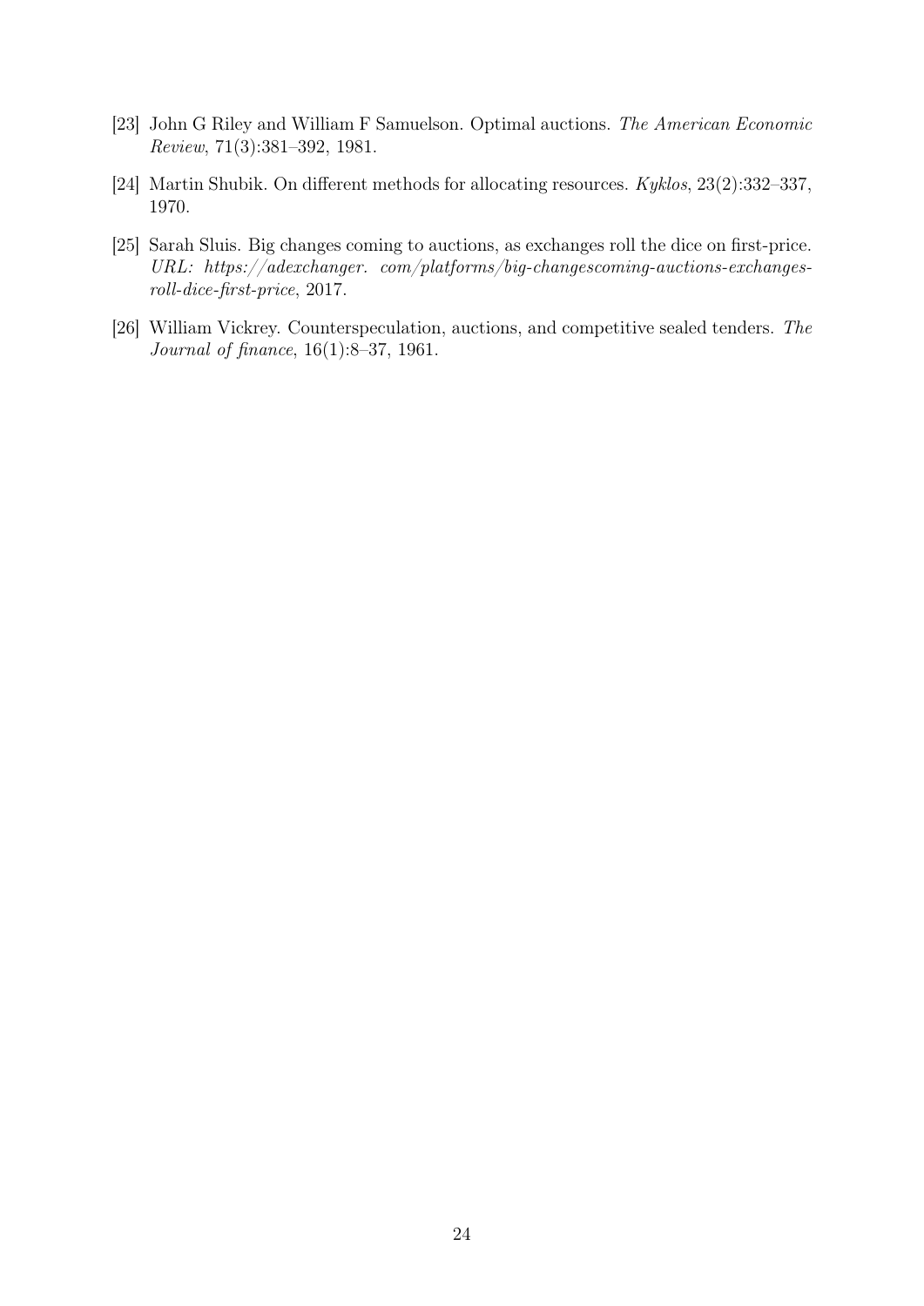[23] John G Riley and William F Samuelson. Optimal auctions. *The American Economic Review*, 71(3):381–392, 1981.

[24] Martin Shubik. On different methods for allocating resources. *Kyklos*, 23(2):332–337, 1970.

[25] Sarah Sluis. Big changes coming to auctions, as exchanges roll the dice on first-price. *URL: https://adexchanger. com/platforms/big-changescoming-auctions-exchanges-roll-dice-first-price*, 2017.

[26] William Vickrey. Counterspeculation, auctions, and competitive sealed tenders. *The Journal of finance*, 16(1):8–37, 1961.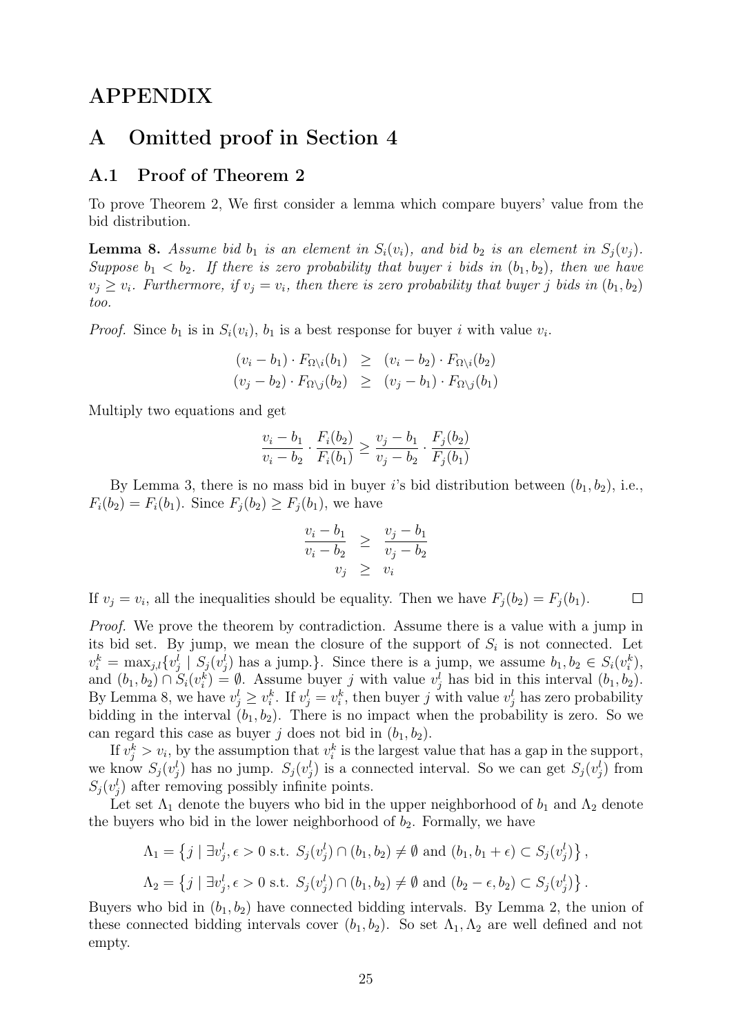# APPENDIX

# A Omitted proof in Section 4

## A.1 Proof of Theorem 2

To prove Theorem 2, We first consider a lemma which compare buyers' value from the bid distribution.

**Lemma 8.** *Assume bid $b_1$ is an element in $S_i(v_i)$, and bid $b_2$ is an element in $S_j(v_j)$. Suppose $b_1 < b_2$. If there is zero probability that buyer $i$ bids in $(b_1, b_2)$, then we have $v_j \geq v_i$. Furthermore, if $v_j = v_i$, then there is zero probability that buyer $j$ bids in $(b_1, b_2)$ too.*

*Proof.* Since $b_1$ is in $S_i(v_i)$, $b_1$ is a best response for buyer $i$ with value $v_i$.

$$
\begin{aligned}
(v_i - b_1) \cdot F_{\Omega\setminus i}(b_1) &\geq (v_i - b_2) \cdot F_{\Omega\setminus i}(b_2) \\
(v_j - b_2) \cdot F_{\Omega\setminus j}(b_2) &\geq (v_j - b_1) \cdot F_{\Omega\setminus j}(b_1)
\end{aligned}
$$

Multiply two equations and get

$$
\frac{v_i - b_1}{v_i - b_2} \cdot \frac{F_i(b_2)}{F_i(b_1)} \geq \frac{v_j - b_1}{v_j - b_2} \cdot \frac{F_j(b_2)}{F_j(b_1)}
$$

By Lemma 3, there is no mass bid in buyer $i$'s bid distribution between $(b_1, b_2)$, i.e., $F_i(b_2) = F_i(b_1)$. Since $F_j(b_2) \geq F_j(b_1)$, we have

$$
\begin{aligned}
\frac{v_i - b_1}{v_i - b_2} &\geq \frac{v_j - b_1}{v_j - b_2} \\
v_j &\geq v_i
\end{aligned}
$$

If $v_j = v_i$, all the inequalities should be equality. Then we have $F_j(b_2) = F_j(b_1)$. $\square$

*Proof.* We prove the theorem by contradiction. Assume there is a value with a jump in its bid set. By jump, we mean the closure of the support of $S_i$ is not connected. Let $v_i^k = \max_{j,l}\{v_j^l \mid S_j(v_j^l) \text{ has a jump.}\}$. Since there is a jump, we assume $b_1, b_2 \in S_i(v_i^k)$, and $(b_1, b_2) \cap S_i(v_i^k) = \emptyset$. Assume buyer $j$ with value $v_j^l$ has bid in this interval $(b_1, b_2)$. By Lemma 8, we have $v_j^l \geq v_i^k$. If $v_j^l = v_i^k$, then buyer $j$ with value $v_j^l$ has zero probability bidding in the interval $(b_1, b_2)$. There is no impact when the probability is zero. So we can regard this case as buyer $j$ does not bid in $(b_1, b_2)$.

If $v_j^k > v_i$, by the assumption that $v_i^k$ is the largest value that has a gap in the support, we know $S_j(v_j^l)$ has no jump. $S_j(v_j^l)$ is a connected interval. So we can get $S_j(v_j^l)$ from $S_j(v_j^l)$ after removing possibly infinite points.

Let set $\Lambda_1$ denote the buyers who bid in the upper neighborhood of $b_1$ and $\Lambda_2$ denote the buyers who bid in the lower neighborhood of $b_2$. Formally, we have

$$
\Lambda_1 = \left\{ j \mid \exists v_j^l, \epsilon > 0 \text{ s.t. } S_j(v_j^l) \cap (b_1, b_2) \neq \emptyset \text{ and } (b_1, b_1 + \epsilon) \subset S_j(v_j^l) \right\},
$$

$$
\Lambda_2 = \left\{ j \mid \exists v_j^l, \epsilon > 0 \text{ s.t. } S_j(v_j^l) \cap (b_1, b_2) \neq \emptyset \text{ and } (b_2 - \epsilon, b_2) \subset S_j(v_j^l) \right\}.
$$

Buyers who bid in $(b_1, b_2)$ have connected bidding intervals. By Lemma 2, the union of these connected bidding intervals cover $(b_1, b_2)$. So set $\Lambda_1, \Lambda_2$ are well defined and not empty.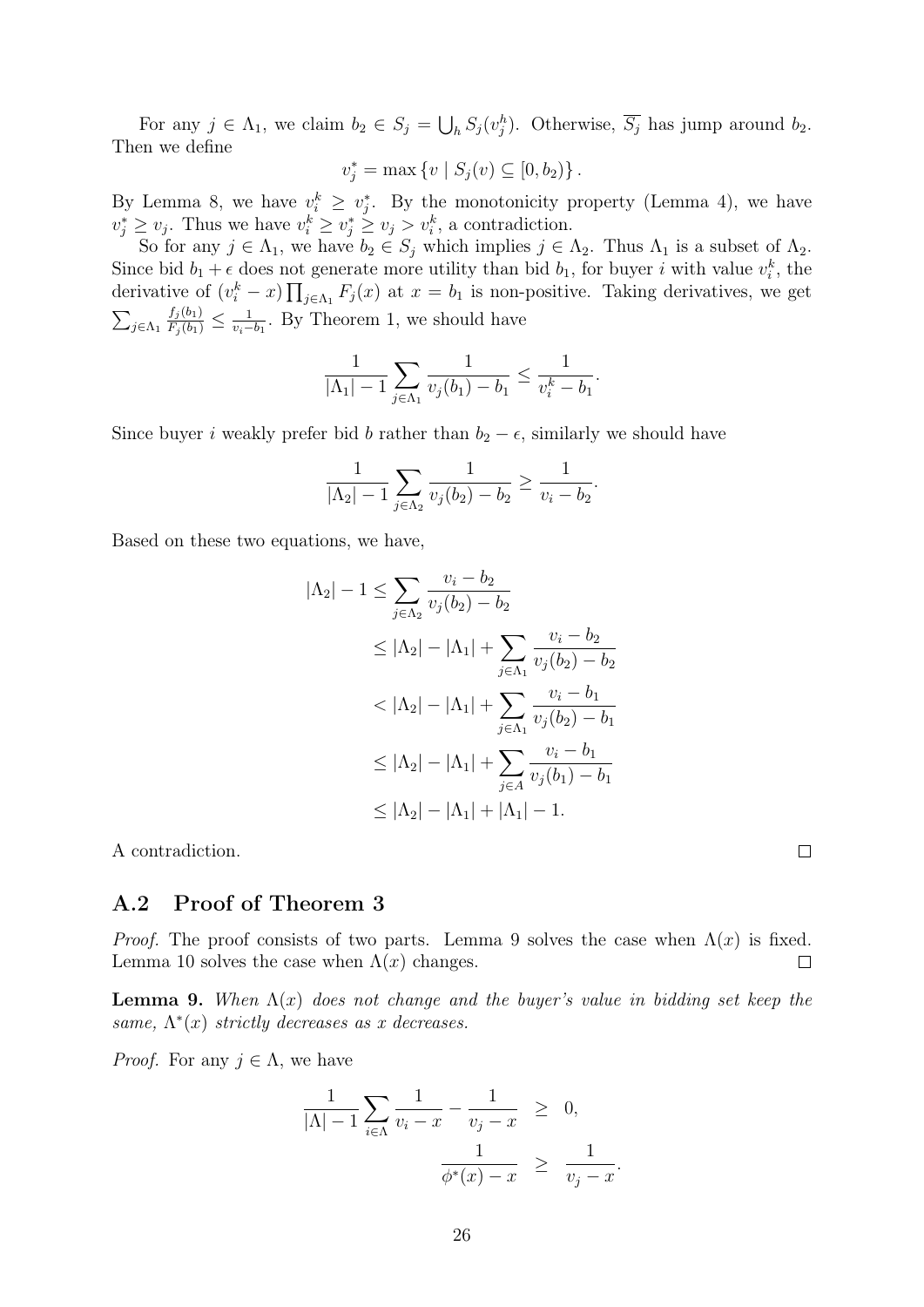For any $j \in \Lambda_1$, we claim $b_2 \in S_j = \bigcup_h S_j(v_j^h)$. Otherwise, $\overline{S_j}$ has jump around $b_2$. Then we define

$$v_j^* = \max\{v \mid S_j(v) \subseteq [0, b_2)\}.$$

By Lemma 8, we have $v_i^k \geq v_j^*$. By the monotonicity property (Lemma 4), we have $v_j^* \geq v_j$. Thus we have $v_i^k \geq v_j^* \geq v_j > v_i^k$, a contradiction.

So for any $j \in \Lambda_1$, we have $b_2 \in S_j$ which implies $j \in \Lambda_2$. Thus $\Lambda_1$ is a subset of $\Lambda_2$. Since bid $b_1 + \epsilon$ does not generate more utility than bid $b_1$, for buyer $i$ with value $v_i^k$, the derivative of $(v_i^k - x)\prod_{j \in \Lambda_1} F_j(x)$ at $x = b_1$ is non-positive. Taking derivatives, we get $\sum_{j \in \Lambda_1} \frac{f_j(b_1)}{F_j(b_1)} \leq \frac{1}{v_i - b_1}$. By Theorem 1, we should have

$$\frac{1}{|\Lambda_1| - 1} \sum_{j \in \Lambda_1} \frac{1}{v_j(b_1) - b_1} \leq \frac{1}{v_i^k - b_1}.$$

Since buyer $i$ weakly prefer bid $b$ rather than $b_2 - \epsilon$, similarly we should have

$$\frac{1}{|\Lambda_2| - 1} \sum_{j \in \Lambda_2} \frac{1}{v_j(b_2) - b_2} \geq \frac{1}{v_i - b_2}.$$

Based on these two equations, we have,

$$\begin{aligned}
|\Lambda_2| - 1 &\leq \sum_{j \in \Lambda_2} \frac{v_i - b_2}{v_j(b_2) - b_2} \\
&\leq |\Lambda_2| - |\Lambda_1| + \sum_{j \in \Lambda_1} \frac{v_i - b_2}{v_j(b_2) - b_2} \\
&< |\Lambda_2| - |\Lambda_1| + \sum_{j \in \Lambda_1} \frac{v_i - b_1}{v_j(b_2) - b_1} \\
&\leq |\Lambda_2| - |\Lambda_1| + \sum_{j \in A} \frac{v_i - b_1}{v_j(b_1) - b_1} \\
&\leq |\Lambda_2| - |\Lambda_1| + |\Lambda_1| - 1.
\end{aligned}$$

A contradiction. □

## A.2 Proof of Theorem 3

*Proof.* The proof consists of two parts. Lemma 9 solves the case when $\Lambda(x)$ is fixed. Lemma 10 solves the case when $\Lambda(x)$ changes. □

**Lemma 9.** *When $\Lambda(x)$ does not change and the buyer's value in bidding set keep the same, $\Lambda^*(x)$ strictly decreases as $x$ decreases.*

*Proof.* For any $j \in \Lambda$, we have

$$\begin{aligned}
\frac{1}{|\Lambda| - 1} \sum_{i \in \Lambda} \frac{1}{v_i - x} - \frac{1}{v_j - x} &\geq 0, \\
\frac{1}{\phi^*(x) - x} &\geq \frac{1}{v_j - x}.
\end{aligned}$$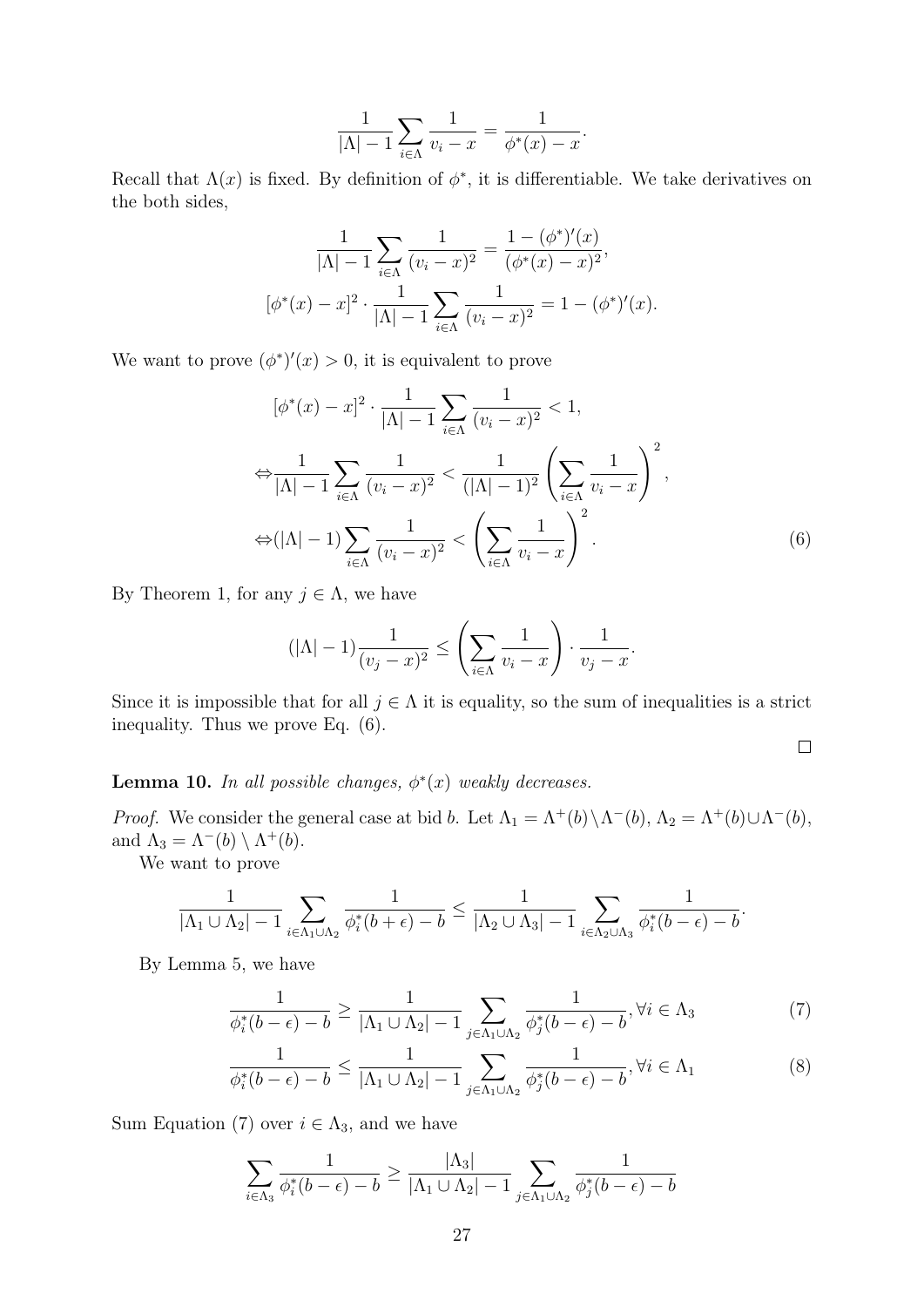$$\frac{1}{|\Lambda|-1}\sum_{i\in\Lambda}\frac{1}{v_i-x}=\frac{1}{\phi^*(x)-x}.$$

Recall that $\Lambda(x)$ is fixed. By definition of $\phi^*$, it is differentiable. We take derivatives on the both sides,

$$\frac{1}{|\Lambda|-1}\sum_{i\in\Lambda}\frac{1}{(v_i-x)^2}=\frac{1-(\phi^*)'(x)}{(\phi^*(x)-x)^2},$$

$$[\phi^*(x)-x]^2\cdot\frac{1}{|\Lambda|-1}\sum_{i\in\Lambda}\frac{1}{(v_i-x)^2}=1-(\phi^*)'(x).$$

We want to prove $(\phi^*)'(x)>0$, it is equivalent to prove

$$[\phi^*(x)-x]^2\cdot\frac{1}{|\Lambda|-1}\sum_{i\in\Lambda}\frac{1}{(v_i-x)^2}<1,$$

$$\Leftrightarrow\frac{1}{|\Lambda|-1}\sum_{i\in\Lambda}\frac{1}{(v_i-x)^2}<\frac{1}{(|\Lambda|-1)^2}\left(\sum_{i\in\Lambda}\frac{1}{v_i-x}\right)^2,$$

$$\Leftrightarrow(|\Lambda|-1)\sum_{i\in\Lambda}\frac{1}{(v_i-x)^2}<\left(\sum_{i\in\Lambda}\frac{1}{v_i-x}\right)^2. \tag{6}$$

By Theorem 1, for any $j\in\Lambda$, we have

$$(|\Lambda|-1)\frac{1}{(v_j-x)^2}\le\left(\sum_{i\in\Lambda}\frac{1}{v_i-x}\right)\cdot\frac{1}{v_j-x}.$$

Since it is impossible that for all $j\in\Lambda$ it is equality, so the sum of inequalities is a strict inequality. Thus we prove Eq. (6).

□

**Lemma 10.** *In all possible changes, $\phi^*(x)$ weakly decreases.*

*Proof.* We consider the general case at bid $b$. Let $\Lambda_1=\Lambda^+(b)\setminus\Lambda^-(b)$, $\Lambda_2=\Lambda^+(b)\cup\Lambda^-(b)$, and $\Lambda_3=\Lambda^-(b)\setminus\Lambda^+(b)$.

We want to prove

$$\frac{1}{|\Lambda_1\cup\Lambda_2|-1}\sum_{i\in\Lambda_1\cup\Lambda_2}\frac{1}{\phi_i^*(b+\epsilon)-b}\le\frac{1}{|\Lambda_2\cup\Lambda_3|-1}\sum_{i\in\Lambda_2\cup\Lambda_3}\frac{1}{\phi_i^*(b-\epsilon)-b}.$$

By Lemma 5, we have

$$\frac{1}{\phi_i^*(b-\epsilon)-b}\ge\frac{1}{|\Lambda_1\cup\Lambda_2|-1}\sum_{j\in\Lambda_1\cup\Lambda_2}\frac{1}{\phi_j^*(b-\epsilon)-b},\forall i\in\Lambda_3 \tag{7}$$

$$\frac{1}{\phi_i^*(b-\epsilon)-b}\le\frac{1}{|\Lambda_1\cup\Lambda_2|-1}\sum_{j\in\Lambda_1\cup\Lambda_2}\frac{1}{\phi_j^*(b-\epsilon)-b},\forall i\in\Lambda_1 \tag{8}$$

Sum Equation (7) over $i\in\Lambda_3$, and we have

$$\sum_{i\in\Lambda_3}\frac{1}{\phi_i^*(b-\epsilon)-b}\ge\frac{|\Lambda_3|}{|\Lambda_1\cup\Lambda_2|-1}\sum_{j\in\Lambda_1\cup\Lambda_2}\frac{1}{\phi_j^*(b-\epsilon)-b}$$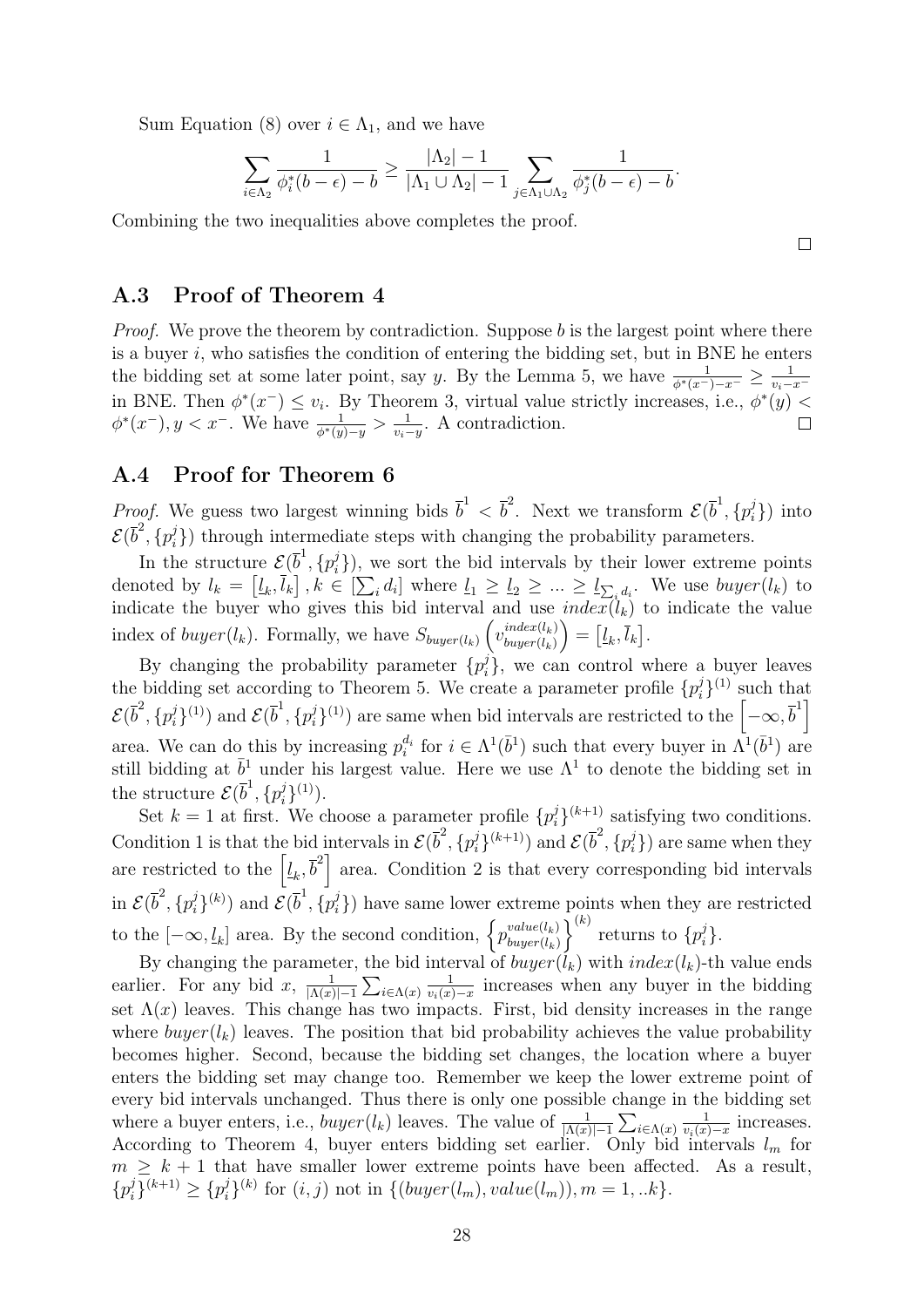Sum Equation (8) over $i \in \Lambda_1$, and we have

$$\sum_{i\in\Lambda_2} \frac{1}{\phi_i^*(b-\epsilon)-b} \geq \frac{|\Lambda_2|-1}{|\Lambda_1 \cup \Lambda_2|-1} \sum_{j\in\Lambda_1\cup\Lambda_2} \frac{1}{\phi_j^*(b-\epsilon)-b}.$$

Combining the two inequalities above completes the proof. □

## A.3 Proof of Theorem 4

*Proof.* We prove the theorem by contradiction. Suppose $b$ is the largest point where there is a buyer $i$, who satisfies the condition of entering the bidding set, but in BNE he enters the bidding set at some later point, say $y$. By the Lemma 5, we have $\frac{1}{\phi^*(x^-)-x^-} \geq \frac{1}{v_i-x^-}$ in BNE. Then $\phi^*(x^-) \leq v_i$. By Theorem 3, virtual value strictly increases, i.e., $\phi^*(y) < \phi^*(x^-), y < x^-$. We have $\frac{1}{\phi^*(y)-y} > \frac{1}{v_i-y}$. A contradiction. □

## A.4 Proof for Theorem 6

*Proof.* We guess two largest winning bids $\overline{b}^1 < \overline{b}^2$. Next we transform $\mathcal{E}(\overline{b}^1, \{p_i^j\})$ into $\mathcal{E}(\overline{b}^2, \{p_i^j\})$ through intermediate steps with changing the probability parameters.

In the structure $\mathcal{E}(\overline{b}^1, \{p_i^j\})$, we sort the bid intervals by their lower extreme points denoted by $l_k = \left[\underline{l}_k, \overline{l}_k\right], k \in [\sum_i d_i]$ where $\underline{l}_1 \geq \underline{l}_2 \geq ... \geq \underline{l}_{\sum_i d_i}$. We use $buyer(l_k)$ to indicate the buyer who gives this bid interval and use $index(l_k)$ to indicate the value index of $buyer(l_k)$. Formally, we have $S_{buyer(l_k)}\left(v_{buyer(l_k)}^{index(l_k)}\right) = \left[\underline{l}_k, \overline{l}_k\right]$.

By changing the probability parameter $\{p_i^j\}$, we can control where a buyer leaves the bidding set according to Theorem 5. We create a parameter profile $\{p_i^j\}^{(1)}$ such that $\mathcal{E}(\overline{b}^2, \{p_i^j\}^{(1)})$ and $\mathcal{E}(\overline{b}^1, \{p_i^j\}^{(1)})$ are same when bid intervals are restricted to the $\left[-\infty, \overline{b}^1\right]$ area. We can do this by increasing $p_i^{d_i}$ for $i \in \Lambda^1(\bar{b}^1)$ such that every buyer in $\Lambda^1(\bar{b}^1)$ are still bidding at $\bar{b}^1$ under his largest value. Here we use $\Lambda^1$ to denote the bidding set in the structure $\mathcal{E}(\overline{b}^1, \{p_i^j\}^{(1)})$.

Set $k = 1$ at first. We choose a parameter profile $\{p_i^j\}^{(k+1)}$ satisfying two conditions. Condition 1 is that the bid intervals in $\mathcal{E}(\overline{b}^2, \{p_i^j\}^{(k+1)})$ and $\mathcal{E}(\overline{b}^2, \{p_i^j\})$ are same when they are restricted to the $\left[\underline{l}_k, \overline{b}^2\right]$ area. Condition 2 is that every corresponding bid intervals in $\mathcal{E}(\overline{b}^2, \{p_i^j\}^{(k)})$ and $\mathcal{E}(\overline{b}^1, \{p_i^j\})$ have same lower extreme points when they are restricted to the $[-\infty, \underline{l}_k]$ area. By the second condition, $\left\{p_{buyer(l_k)}^{value(l_k)}\right\}^{(k)}$ returns to $\{p_i^j\}$.

By changing the parameter, the bid interval of $buyer(l_k)$ with $index(l_k)$-th value ends earlier. For any bid $x$, $\frac{1}{|\Lambda(x)|-1}\sum_{i\in\Lambda(x)} \frac{1}{v_i(x)-x}$ increases when any buyer in the bidding set $\Lambda(x)$ leaves. This change has two impacts. First, bid density increases in the range where $buyer(l_k)$ leaves. The position that bid probability achieves the value probability becomes higher. Second, because the bidding set changes, the location where a buyer enters the bidding set may change too. Remember we keep the lower extreme point of every bid intervals unchanged. Thus there is only one possible change in the bidding set where a buyer enters, i.e., $buyer(l_k)$ leaves. The value of $\frac{1}{|\Lambda(x)|-1}\sum_{i\in\Lambda(x)} \frac{1}{v_i(x)-x}$ increases. According to Theorem 4, buyer enters bidding set earlier. Only bid intervals $l_m$ for $m \geq k+1$ that have smaller lower extreme points have been affected. As a result, $\{p_i^j\}^{(k+1)} \geq \{p_i^j\}^{(k)}$ for $(i, j)$ not in $\{(buyer(l_m), value(l_m)), m = 1, ..k\}$.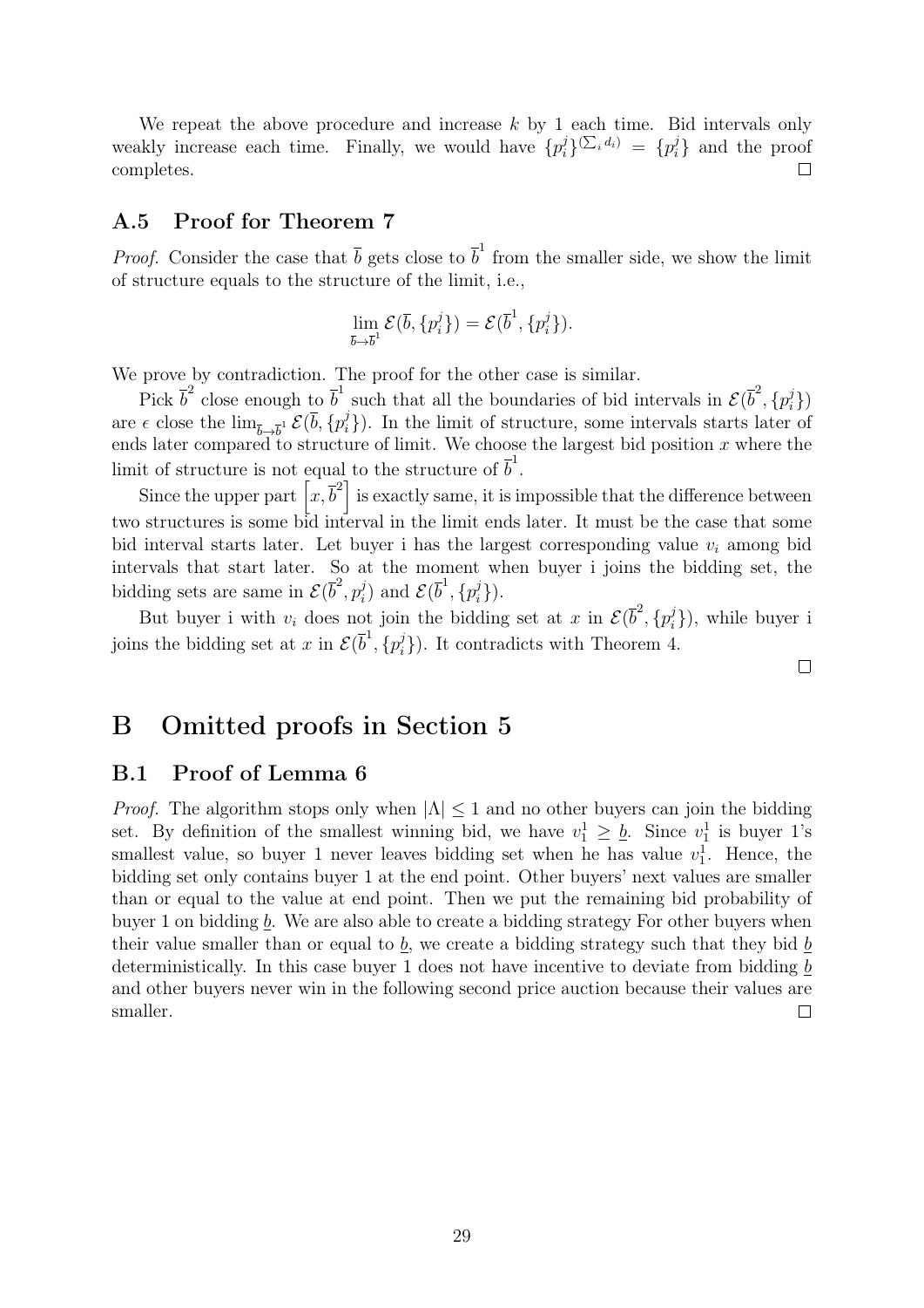We repeat the above procedure and increase $k$ by 1 each time. Bid intervals only weakly increase each time. Finally, we would have $\{p_i^j\}^{(\sum_i d_i)} = \{p_i^j\}$ and the proof completes. $\square$

### A.5 Proof for Theorem 7

*Proof.* Consider the case that $\overline{b}$ gets close to $\overline{b}^1$ from the smaller side, we show the limit of structure equals to the structure of the limit, i.e.,

$$\lim_{\overline{b} \to \overline{b}^1} \mathcal{E}(\overline{b}, \{p_i^j\}) = \mathcal{E}(\overline{b}^1, \{p_i^j\}).$$

We prove by contradiction. The proof for the other case is similar.

Pick $\overline{b}^2$ close enough to $\overline{b}^1$ such that all the boundaries of bid intervals in $\mathcal{E}(\overline{b}^2, \{p_i^j\})$ are $\epsilon$ close the $\lim_{\overline{b} \to \overline{b}^1} \mathcal{E}(\overline{b}, \{p_i^j\})$. In the limit of structure, some intervals starts later of ends later compared to structure of limit. We choose the largest bid position $x$ where the limit of structure is not equal to the structure of $\overline{b}^1$.

Since the upper part $\left[x, \overline{b}^2\right]$ is exactly same, it is impossible that the difference between two structures is some bid interval in the limit ends later. It must be the case that some bid interval starts later. Let buyer i has the largest corresponding value $v_i$ among bid intervals that start later. So at the moment when buyer i joins the bidding set, the bidding sets are same in $\mathcal{E}(\overline{b}^2, p_i^j)$ and $\mathcal{E}(\overline{b}^1, \{p_i^j\})$.

But buyer i with $v_i$ does not join the bidding set at $x$ in $\mathcal{E}(\overline{b}^2, \{p_i^j\})$, while buyer i joins the bidding set at $x$ in $\mathcal{E}(\overline{b}^1, \{p_i^j\})$. It contradicts with Theorem 4. $\square$

## B Omitted proofs in Section 5

### B.1 Proof of Lemma 6

*Proof.* The algorithm stops only when $|\Lambda| \leq 1$ and no other buyers can join the bidding set. By definition of the smallest winning bid, we have $v_1^1 \geq \underline{b}$. Since $v_1^1$ is buyer 1's smallest value, so buyer 1 never leaves bidding set when he has value $v_1^1$. Hence, the bidding set only contains buyer 1 at the end point. Other buyers' next values are smaller than or equal to the value at end point. Then we put the remaining bid probability of buyer 1 on bidding $\underline{b}$. We are also able to create a bidding strategy For other buyers when their value smaller than or equal to $\underline{b}$, we create a bidding strategy such that they bid $\underline{b}$ deterministically. In this case buyer 1 does not have incentive to deviate from bidding $\underline{b}$ and other buyers never win in the following second price auction because their values are smaller. $\square$